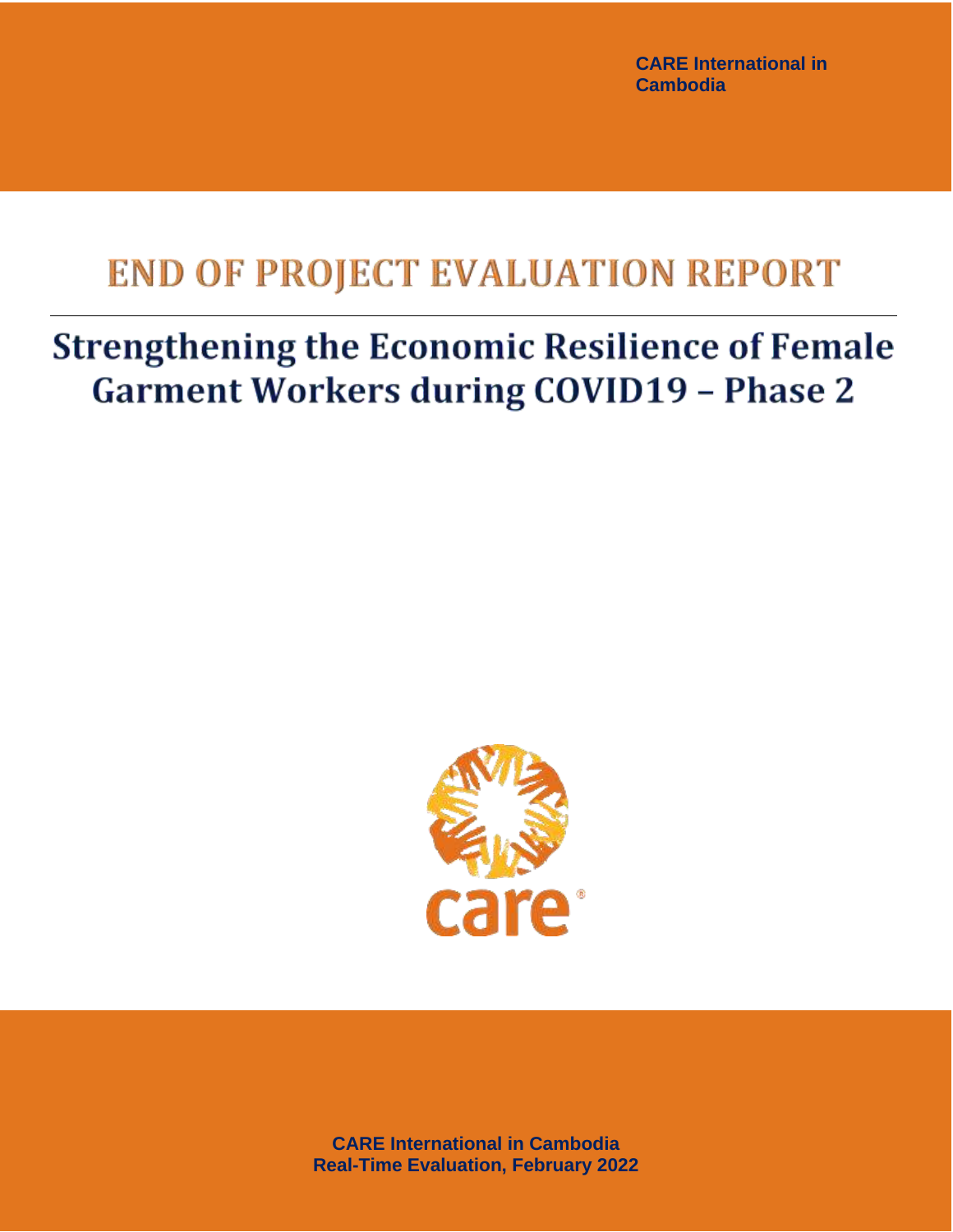CARE International in Cambodia

# END OF PROJECT EVALUATION REPORT

## Strengthening the Economic Resilience of Female Garment Workers during COVID19 – Phase 2

CARE International in Cambodia
Real-Time Evaluation, February 2022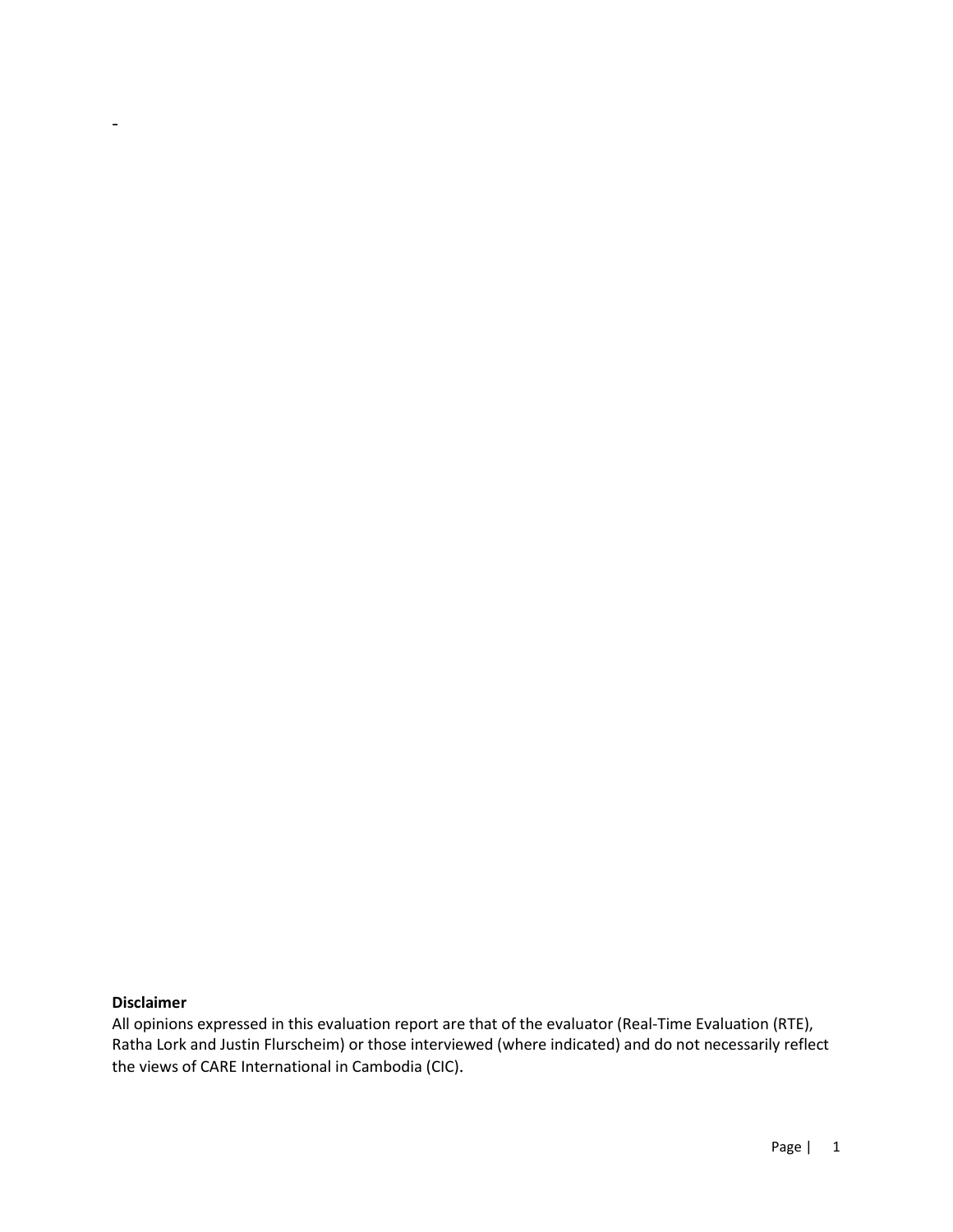-

**Disclaimer**

All opinions expressed in this evaluation report are that of the evaluator (Real-Time Evaluation (RTE), Ratha Lork and Justin Flurscheim) or those interviewed (where indicated) and do not necessarily reflect the views of CARE International in Cambodia (CIC).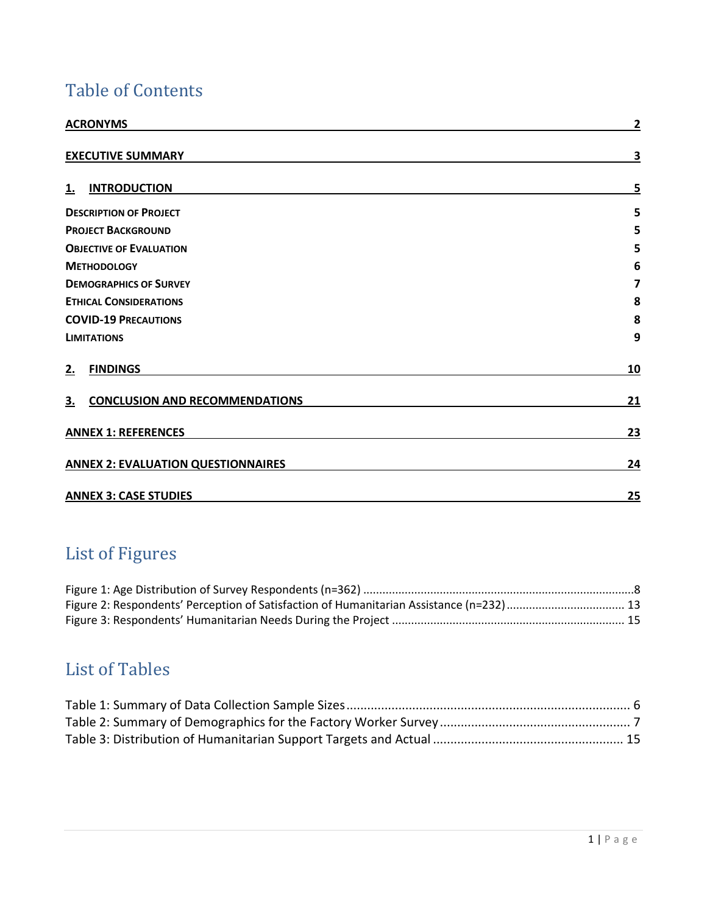# Table of Contents

**ACRONYMS** 2

**EXECUTIVE SUMMARY** 3

**1. INTRODUCTION** 5

**DESCRIPTION OF PROJECT** 5

**PROJECT BACKGROUND** 5

**OBJECTIVE OF EVALUATION** 5

**METHODOLOGY** 6

**DEMOGRAPHICS OF SURVEY** 7

**ETHICAL CONSIDERATIONS** 8

**COVID-19 PRECAUTIONS** 8

**LIMITATIONS** 9

**2. FINDINGS** 10

**3. CONCLUSION AND RECOMMENDATIONS** 21

**ANNEX 1: REFERENCES** 23

**ANNEX 2: EVALUATION QUESTIONNAIRES** 24

**ANNEX 3: CASE STUDIES** 25

# List of Figures

Figure 1: Age Distribution of Survey Respondents (n=362) ....8

Figure 2: Respondents' Perception of Satisfaction of Humanitarian Assistance (n=232) .... 13

Figure 3: Respondents' Humanitarian Needs During the Project .... 15

# List of Tables

Table 1: Summary of Data Collection Sample Sizes .... 6

Table 2: Summary of Demographics for the Factory Worker Survey .... 7

Table 3: Distribution of Humanitarian Support Targets and Actual .... 15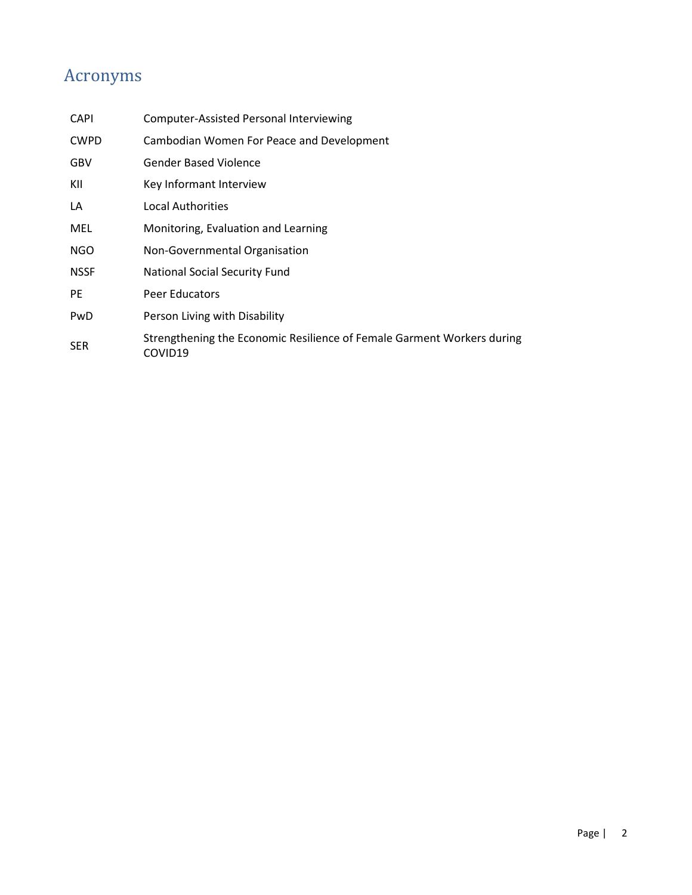# Acronyms

| | |
|---|---|
| CAPI | Computer-Assisted Personal Interviewing |
| CWPD | Cambodian Women For Peace and Development |
| GBV | Gender Based Violence |
| KII | Key Informant Interview |
| LA | Local Authorities |
| MEL | Monitoring, Evaluation and Learning |
| NGO | Non-Governmental Organisation |
| NSSF | National Social Security Fund |
| PE | Peer Educators |
| PwD | Person Living with Disability |
| SER | Strengthening the Economic Resilience of Female Garment Workers during COVID19 |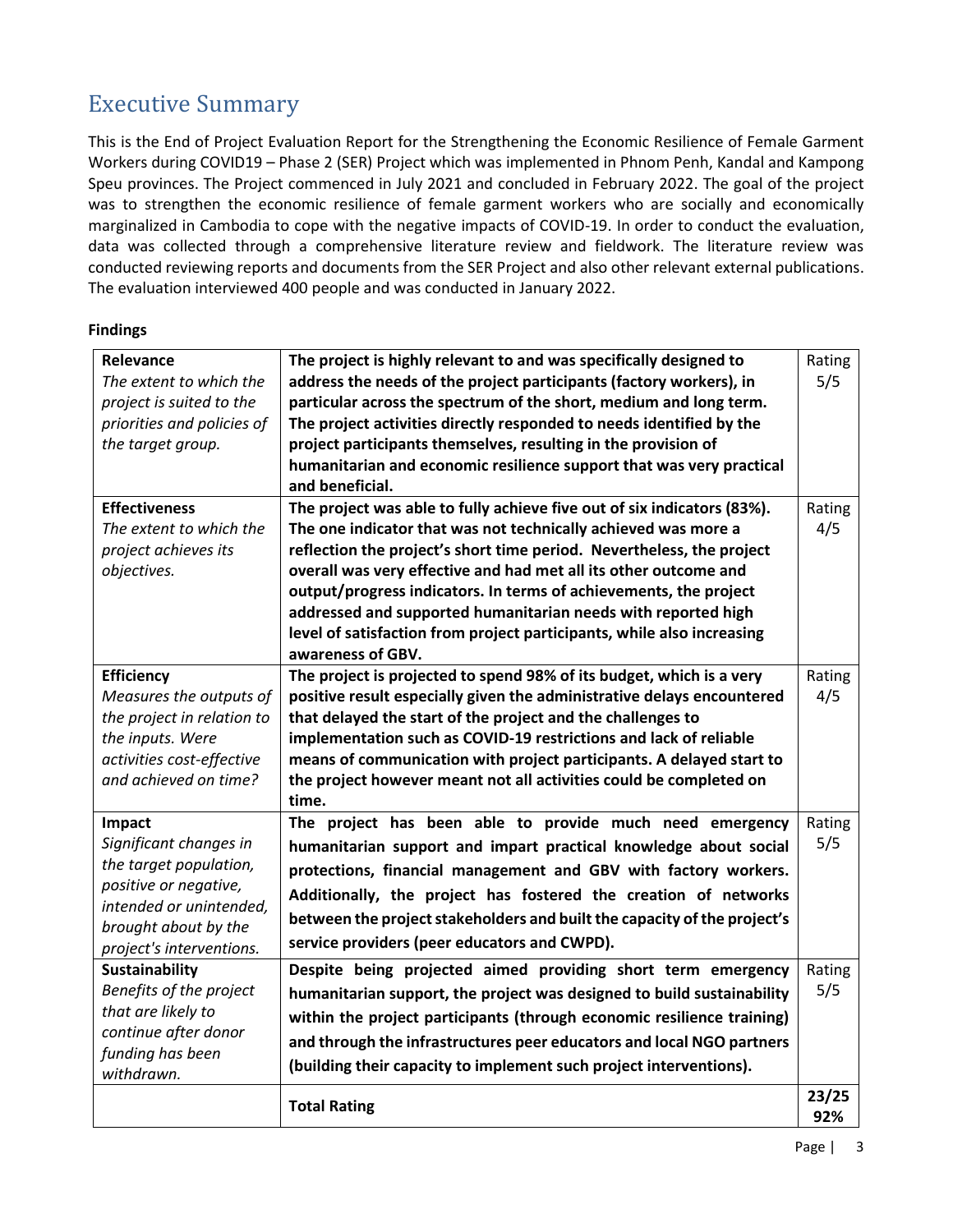# Executive Summary

This is the End of Project Evaluation Report for the Strengthening the Economic Resilience of Female Garment Workers during COVID19 – Phase 2 (SER) Project which was implemented in Phnom Penh, Kandal and Kampong Speu provinces. The Project commenced in July 2021 and concluded in February 2022. The goal of the project was to strengthen the economic resilience of female garment workers who are socially and economically marginalized in Cambodia to cope with the negative impacts of COVID-19. In order to conduct the evaluation, data was collected through a comprehensive literature review and fieldwork. The literature review was conducted reviewing reports and documents from the SER Project and also other relevant external publications. The evaluation interviewed 400 people and was conducted in January 2022.

**Findings**

| | | |
|---|---|---|
| **Relevance**<br>*The extent to which the project is suited to the priorities and policies of the target group.* | **The project is highly relevant to and was specifically designed to address the needs of the project participants (factory workers), in particular across the spectrum of the short, medium and long term. The project activities directly responded to needs identified by the project participants themselves, resulting in the provision of humanitarian and economic resilience support that was very practical and beneficial.** | Rating 5/5 |
| **Effectiveness**<br>*The extent to which the project achieves its objectives.* | **The project was able to fully achieve five out of six indicators (83%). The one indicator that was not technically achieved was more a reflection the project's short time period. Nevertheless, the project overall was very effective and had met all its other outcome and output/progress indicators. In terms of achievements, the project addressed and supported humanitarian needs with reported high level of satisfaction from project participants, while also increasing awareness of GBV.** | Rating 4/5 |
| **Efficiency**<br>*Measures the outputs of the project in relation to the inputs. Were activities cost-effective and achieved on time?* | **The project is projected to spend 98% of its budget, which is a very positive result especially given the administrative delays encountered that delayed the start of the project and the challenges to implementation such as COVID-19 restrictions and lack of reliable means of communication with project participants. A delayed start to the project however meant not all activities could be completed on time.** | Rating 4/5 |
| **Impact**<br>*Significant changes in the target population, positive or negative, intended or unintended, brought about by the project's interventions.* | **The project has been able to provide much need emergency humanitarian support and impart practical knowledge about social protections, financial management and GBV with factory workers. Additionally, the project has fostered the creation of networks between the project stakeholders and built the capacity of the project's service providers (peer educators and CWPD).** | Rating 5/5 |
| **Sustainability**<br>*Benefits of the project that are likely to continue after donor funding has been withdrawn.* | **Despite being projected aimed providing short term emergency humanitarian support, the project was designed to build sustainability within the project participants (through economic resilience training) and through the infrastructures peer educators and local NGO partners (building their capacity to implement such project interventions).** | Rating 5/5 |
| | **Total Rating** | **23/25 92%** |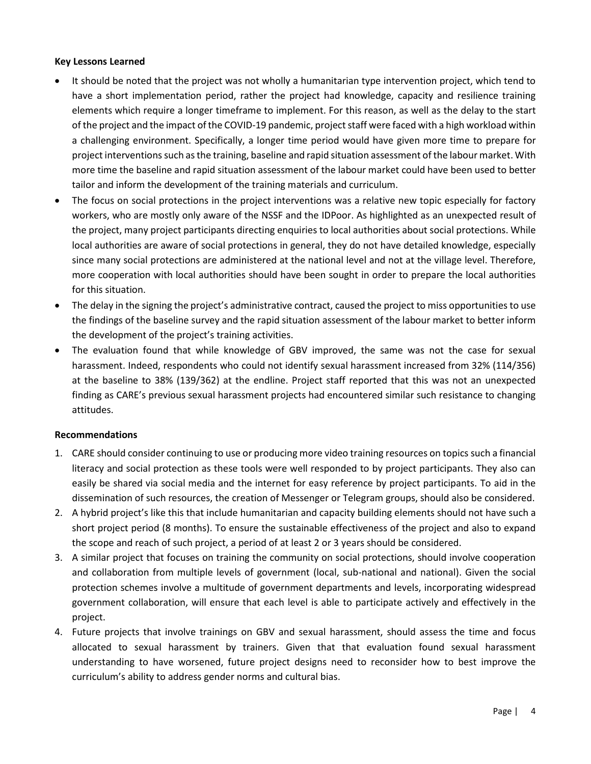**Key Lessons Learned**

- It should be noted that the project was not wholly a humanitarian type intervention project, which tend to have a short implementation period, rather the project had knowledge, capacity and resilience training elements which require a longer timeframe to implement. For this reason, as well as the delay to the start of the project and the impact of the COVID-19 pandemic, project staff were faced with a high workload within a challenging environment. Specifically, a longer time period would have given more time to prepare for project interventions such as the training, baseline and rapid situation assessment of the labour market. With more time the baseline and rapid situation assessment of the labour market could have been used to better tailor and inform the development of the training materials and curriculum.
- The focus on social protections in the project interventions was a relative new topic especially for factory workers, who are mostly only aware of the NSSF and the IDPoor. As highlighted as an unexpected result of the project, many project participants directing enquiries to local authorities about social protections. While local authorities are aware of social protections in general, they do not have detailed knowledge, especially since many social protections are administered at the national level and not at the village level. Therefore, more cooperation with local authorities should have been sought in order to prepare the local authorities for this situation.
- The delay in the signing the project's administrative contract, caused the project to miss opportunities to use the findings of the baseline survey and the rapid situation assessment of the labour market to better inform the development of the project's training activities.
- The evaluation found that while knowledge of GBV improved, the same was not the case for sexual harassment. Indeed, respondents who could not identify sexual harassment increased from 32% (114/356) at the baseline to 38% (139/362) at the endline. Project staff reported that this was not an unexpected finding as CARE's previous sexual harassment projects had encountered similar such resistance to changing attitudes.

**Recommendations**

1. CARE should consider continuing to use or producing more video training resources on topics such a financial literacy and social protection as these tools were well responded to by project participants. They also can easily be shared via social media and the internet for easy reference by project participants. To aid in the dissemination of such resources, the creation of Messenger or Telegram groups, should also be considered.
2. A hybrid project's like this that include humanitarian and capacity building elements should not have such a short project period (8 months). To ensure the sustainable effectiveness of the project and also to expand the scope and reach of such project, a period of at least 2 or 3 years should be considered.
3. A similar project that focuses on training the community on social protections, should involve cooperation and collaboration from multiple levels of government (local, sub-national and national). Given the social protection schemes involve a multitude of government departments and levels, incorporating widespread government collaboration, will ensure that each level is able to participate actively and effectively in the project.
4. Future projects that involve trainings on GBV and sexual harassment, should assess the time and focus allocated to sexual harassment by trainers. Given that that evaluation found sexual harassment understanding to have worsened, future project designs need to reconsider how to best improve the curriculum's ability to address gender norms and cultural bias.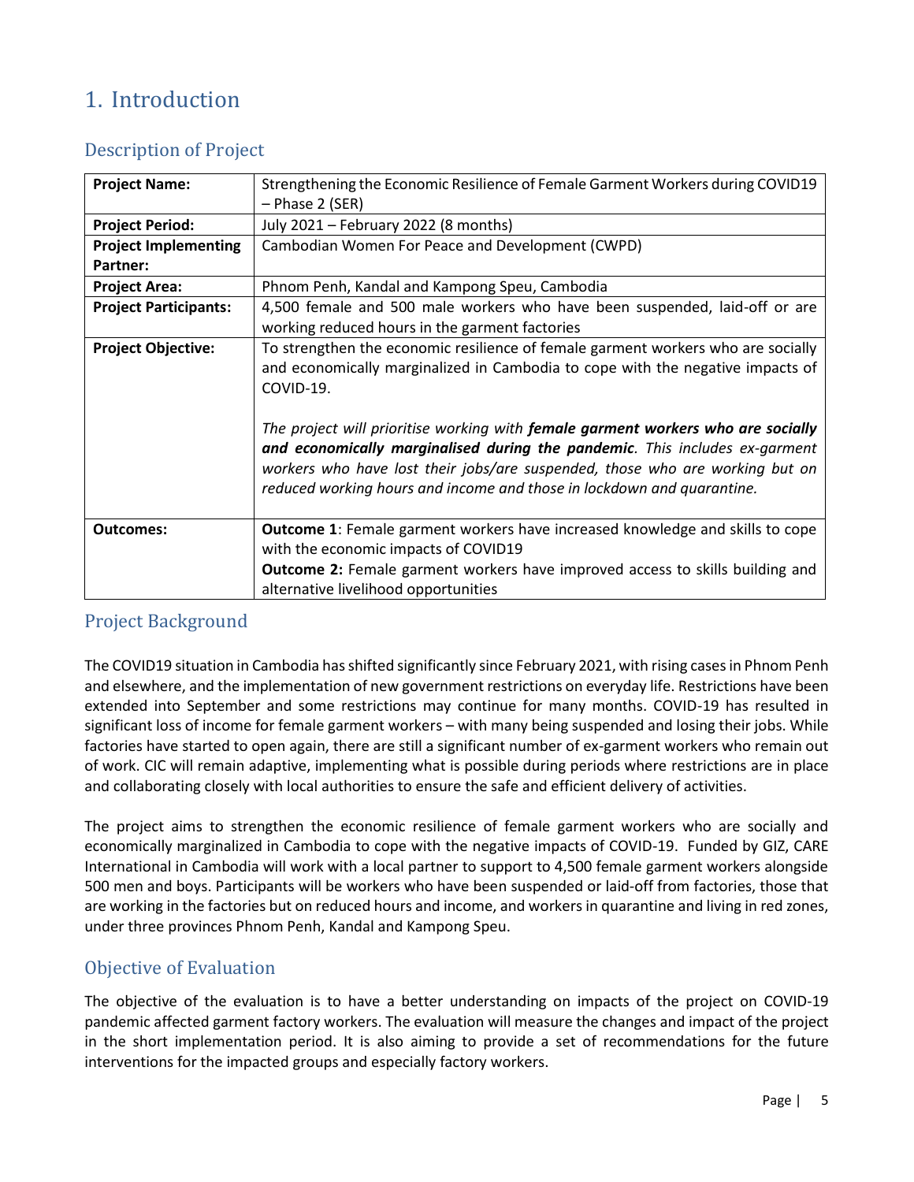# 1. Introduction

## Description of Project

| | |
|---|---|
| **Project Name:** | Strengthening the Economic Resilience of Female Garment Workers during COVID19 – Phase 2 (SER) |
| **Project Period:** | July 2021 – February 2022 (8 months) |
| **Project Implementing Partner:** | Cambodian Women For Peace and Development (CWPD) |
| **Project Area:** | Phnom Penh, Kandal and Kampong Speu, Cambodia |
| **Project Participants:** | 4,500 female and 500 male workers who have been suspended, laid-off or are working reduced hours in the garment factories |
| **Project Objective:** | To strengthen the economic resilience of female garment workers who are socially and economically marginalized in Cambodia to cope with the negative impacts of COVID-19. <br><br> *The project will prioritise working with **female garment workers who are socially and economically marginalised during the pandemic**. This includes ex-garment workers who have lost their jobs/are suspended, those who are working but on reduced working hours and income and those in lockdown and quarantine.* |
| **Outcomes:** | **Outcome 1**: Female garment workers have increased knowledge and skills to cope with the economic impacts of COVID19 <br> **Outcome 2:** Female garment workers have improved access to skills building and alternative livelihood opportunities |

## Project Background

The COVID19 situation in Cambodia has shifted significantly since February 2021, with rising cases in Phnom Penh and elsewhere, and the implementation of new government restrictions on everyday life. Restrictions have been extended into September and some restrictions may continue for many months. COVID-19 has resulted in significant loss of income for female garment workers – with many being suspended and losing their jobs. While factories have started to open again, there are still a significant number of ex-garment workers who remain out of work. CIC will remain adaptive, implementing what is possible during periods where restrictions are in place and collaborating closely with local authorities to ensure the safe and efficient delivery of activities.

The project aims to strengthen the economic resilience of female garment workers who are socially and economically marginalized in Cambodia to cope with the negative impacts of COVID-19. Funded by GIZ, CARE International in Cambodia will work with a local partner to support to 4,500 female garment workers alongside 500 men and boys. Participants will be workers who have been suspended or laid-off from factories, those that are working in the factories but on reduced hours and income, and workers in quarantine and living in red zones, under three provinces Phnom Penh, Kandal and Kampong Speu.

## Objective of Evaluation

The objective of the evaluation is to have a better understanding on impacts of the project on COVID-19 pandemic affected garment factory workers. The evaluation will measure the changes and impact of the project in the short implementation period. It is also aiming to provide a set of recommendations for the future interventions for the impacted groups and especially factory workers.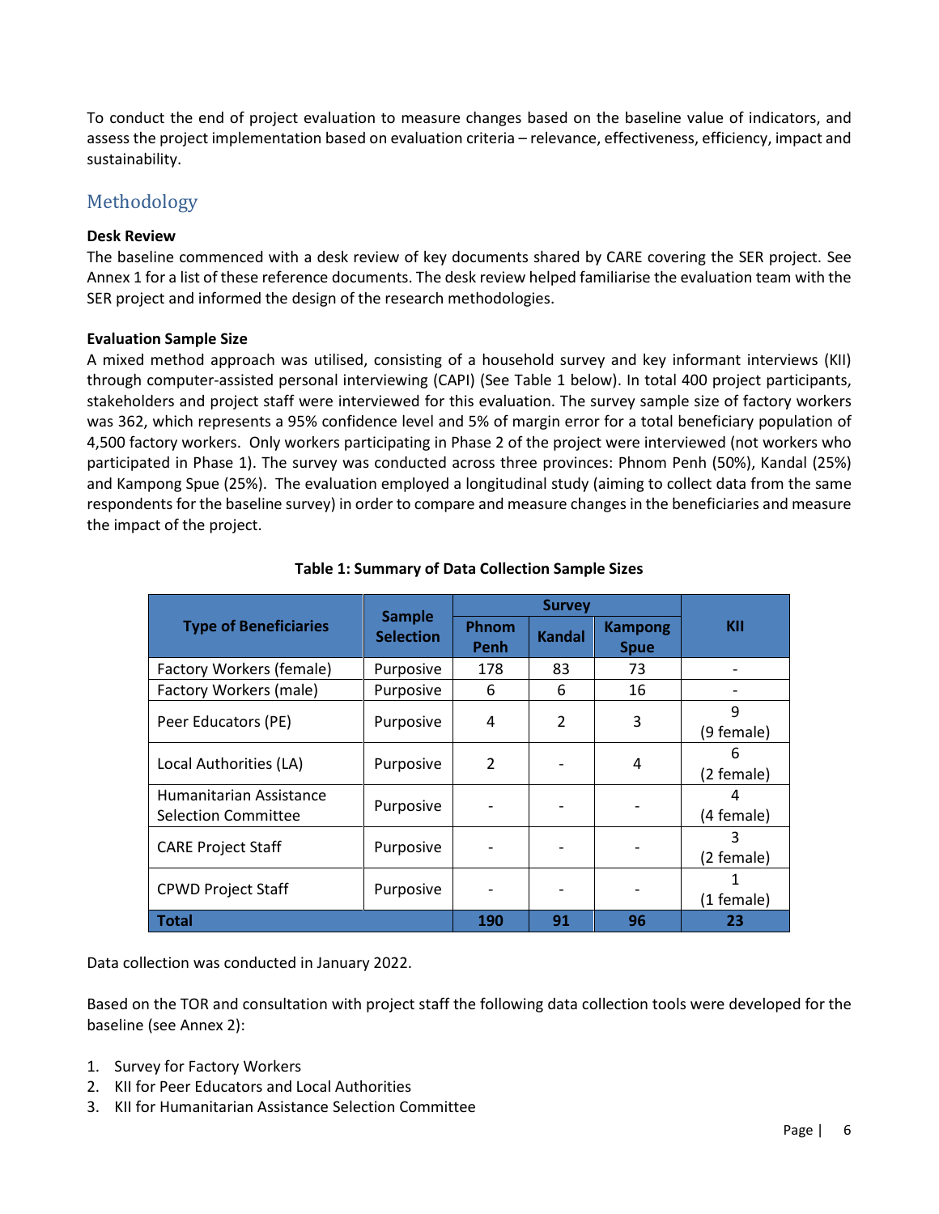To conduct the end of project evaluation to measure changes based on the baseline value of indicators, and assess the project implementation based on evaluation criteria – relevance, effectiveness, efficiency, impact and sustainability.

## Methodology

**Desk Review**

The baseline commenced with a desk review of key documents shared by CARE covering the SER project. See Annex 1 for a list of these reference documents. The desk review helped familiarise the evaluation team with the SER project and informed the design of the research methodologies.

**Evaluation Sample Size**

A mixed method approach was utilised, consisting of a household survey and key informant interviews (KII) through computer-assisted personal interviewing (CAPI) (See Table 1 below). In total 400 project participants, stakeholders and project staff were interviewed for this evaluation. The survey sample size of factory workers was 362, which represents a 95% confidence level and 5% of margin error for a total beneficiary population of 4,500 factory workers. Only workers participating in Phase 2 of the project were interviewed (not workers who participated in Phase 1). The survey was conducted across three provinces: Phnom Penh (50%), Kandal (25%) and Kampong Spue (25%). The evaluation employed a longitudinal study (aiming to collect data from the same respondents for the baseline survey) in order to compare and measure changes in the beneficiaries and measure the impact of the project.

**Table 1: Summary of Data Collection Sample Sizes**

| Type of Beneficiaries | Sample Selection | Survey | | | KII |
|---|---|---|---|---|---|
| | | Phnom Penh | Kandal | Kampong Spue | |
| Factory Workers (female) | Purposive | 178 | 83 | 73 | - |
| Factory Workers (male) | Purposive | 6 | 6 | 16 | - |
| Peer Educators (PE) | Purposive | 4 | 2 | 3 | 9 (9 female) |
| Local Authorities (LA) | Purposive | 2 | - | 4 | 6 (2 female) |
| Humanitarian Assistance Selection Committee | Purposive | - | - | - | 4 (4 female) |
| CARE Project Staff | Purposive | - | - | - | 3 (2 female) |
| CPWD Project Staff | Purposive | - | - | - | 1 (1 female) |
| **Total** | | **190** | **91** | **96** | **23** |

Data collection was conducted in January 2022.

Based on the TOR and consultation with project staff the following data collection tools were developed for the baseline (see Annex 2):

1. Survey for Factory Workers
2. KII for Peer Educators and Local Authorities
3. KII for Humanitarian Assistance Selection Committee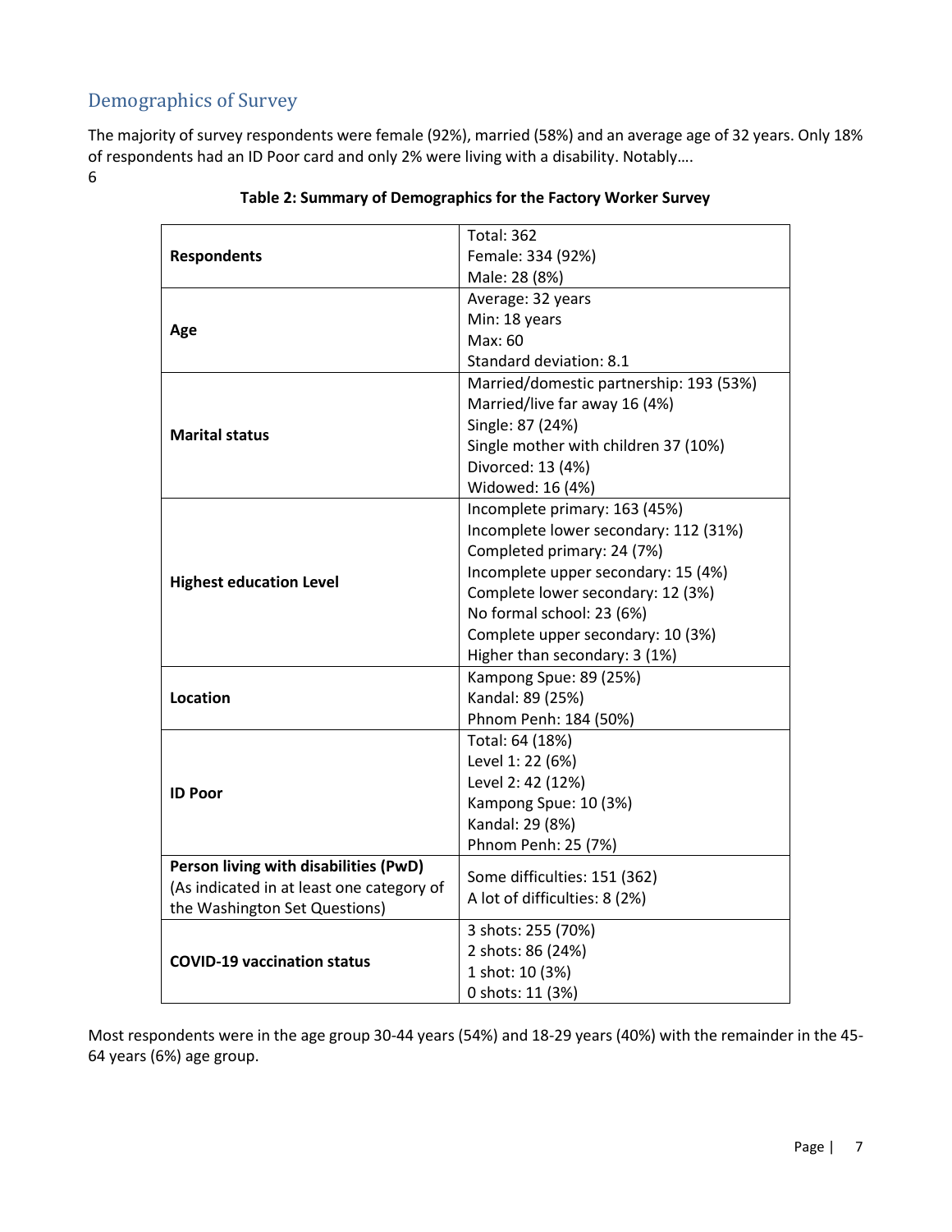## Demographics of Survey

The majority of survey respondents were female (92%), married (58%) and an average age of 32 years. Only 18% of respondents had an ID Poor card and only 2% were living with a disability. Notably….

6

**Table 2: Summary of Demographics for the Factory Worker Survey**

| | |
|---|---|
| **Respondents** | Total: 362<br>Female: 334 (92%)<br>Male: 28 (8%) |
| **Age** | Average: 32 years<br>Min: 18 years<br>Max: 60<br>Standard deviation: 8.1 |
| **Marital status** | Married/domestic partnership: 193 (53%)<br>Married/live far away 16 (4%)<br>Single: 87 (24%)<br>Single mother with children 37 (10%)<br>Divorced: 13 (4%)<br>Widowed: 16 (4%) |
| **Highest education Level** | Incomplete primary: 163 (45%)<br>Incomplete lower secondary: 112 (31%)<br>Completed primary: 24 (7%)<br>Incomplete upper secondary: 15 (4%)<br>Complete lower secondary: 12 (3%)<br>No formal school: 23 (6%)<br>Complete upper secondary: 10 (3%)<br>Higher than secondary: 3 (1%) |
| **Location** | Kampong Spue: 89 (25%)<br>Kandal: 89 (25%)<br>Phnom Penh: 184 (50%) |
| **ID Poor** | Total: 64 (18%)<br>Level 1: 22 (6%)<br>Level 2: 42 (12%)<br>Kampong Spue: 10 (3%)<br>Kandal: 29 (8%)<br>Phnom Penh: 25 (7%) |
| **Person living with disabilities (PwD)**<br>(As indicated in at least one category of the Washington Set Questions) | Some difficulties: 151 (362)<br>A lot of difficulties: 8 (2%) |
| **COVID-19 vaccination status** | 3 shots: 255 (70%)<br>2 shots: 86 (24%)<br>1 shot: 10 (3%)<br>0 shots: 11 (3%) |

Most respondents were in the age group 30-44 years (54%) and 18-29 years (40%) with the remainder in the 45-64 years (6%) age group.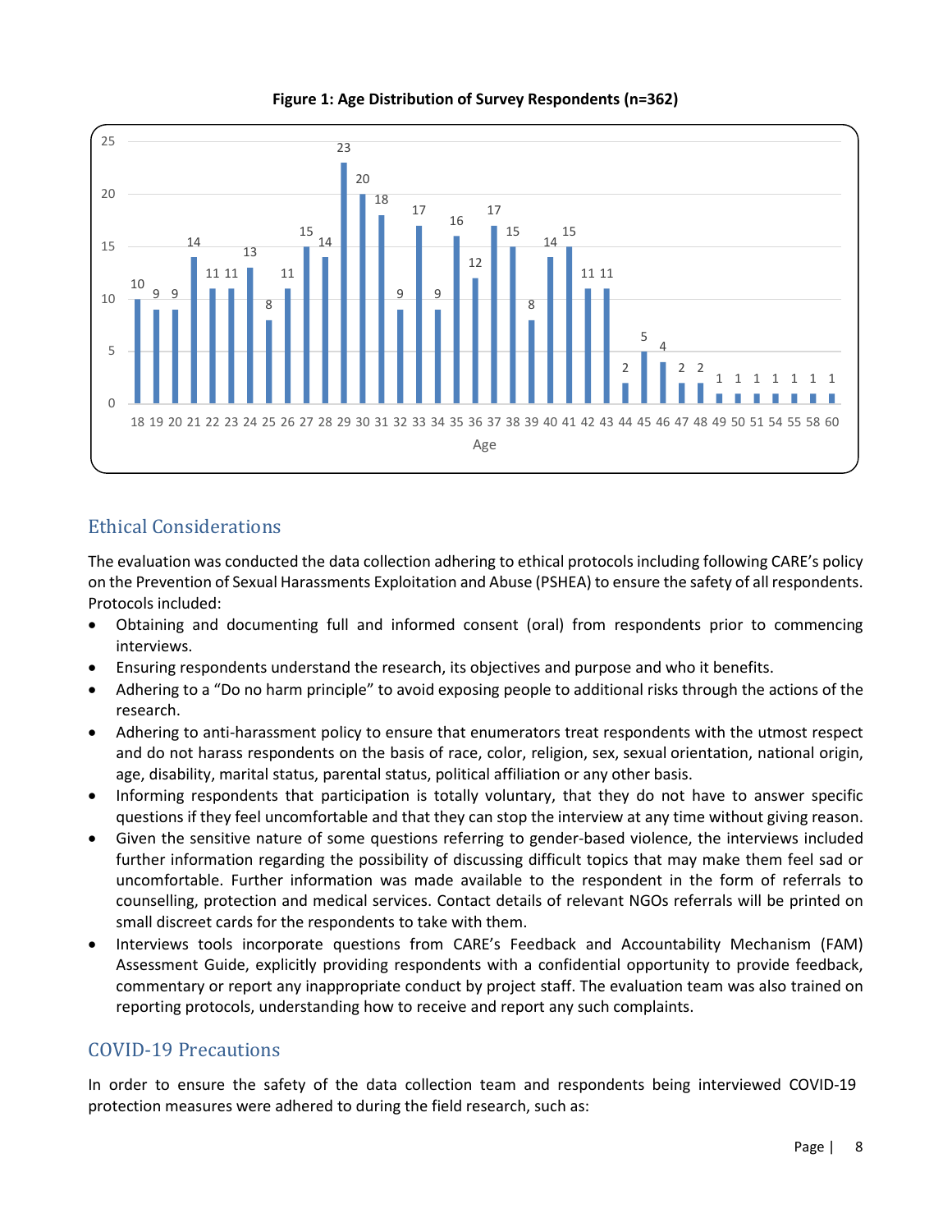**Figure 1: Age Distribution of Survey Respondents (n=362)**

| Age | 18 | 19 | 20 | 21 | 22 | 23 | 24 | 25 | 26 | 27 | 28 | 29 | 30 | 31 | 32 | 33 | 34 | 35 | 36 | 37 | 38 | 39 | 40 | 41 | 42 | 43 | 44 | 45 | 46 | 47 | 48 | 49 | 50 | 51 | 54 | 55 | 58 | 60 |
|---|---|---|---|---|---|---|---|---|---|---|---|---|---|---|---|---|---|---|---|---|---|---|---|---|---|---|---|---|---|---|---|---|---|---|---|---|---|---|
| Count | 10 | 9 | 9 | 14 | 11 | 11 | 13 | 8 | 11 | 15 | 14 | 23 | 20 | 18 | 9 | 17 | 9 | 16 | 12 | 17 | 15 | 8 | 14 | 15 | 11 | 11 | 2 | 5 | 4 | 2 | 2 | 1 | 1 | 1 | 1 | 1 | 1 | 1 |

## Ethical Considerations

The evaluation was conducted the data collection adhering to ethical protocols including following CARE's policy on the Prevention of Sexual Harassments Exploitation and Abuse (PSHEA) to ensure the safety of all respondents. Protocols included:

- Obtaining and documenting full and informed consent (oral) from respondents prior to commencing interviews.
- Ensuring respondents understand the research, its objectives and purpose and who it benefits.
- Adhering to a "Do no harm principle" to avoid exposing people to additional risks through the actions of the research.
- Adhering to anti-harassment policy to ensure that enumerators treat respondents with the utmost respect and do not harass respondents on the basis of race, color, religion, sex, sexual orientation, national origin, age, disability, marital status, parental status, political affiliation or any other basis.
- Informing respondents that participation is totally voluntary, that they do not have to answer specific questions if they feel uncomfortable and that they can stop the interview at any time without giving reason.
- Given the sensitive nature of some questions referring to gender-based violence, the interviews included further information regarding the possibility of discussing difficult topics that may make them feel sad or uncomfortable. Further information was made available to the respondent in the form of referrals to counselling, protection and medical services. Contact details of relevant NGOs referrals will be printed on small discreet cards for the respondents to take with them.
- Interviews tools incorporate questions from CARE's Feedback and Accountability Mechanism (FAM) Assessment Guide, explicitly providing respondents with a confidential opportunity to provide feedback, commentary or report any inappropriate conduct by project staff. The evaluation team was also trained on reporting protocols, understanding how to receive and report any such complaints.

## COVID-19 Precautions

In order to ensure the safety of the data collection team and respondents being interviewed COVID-19 protection measures were adhered to during the field research, such as: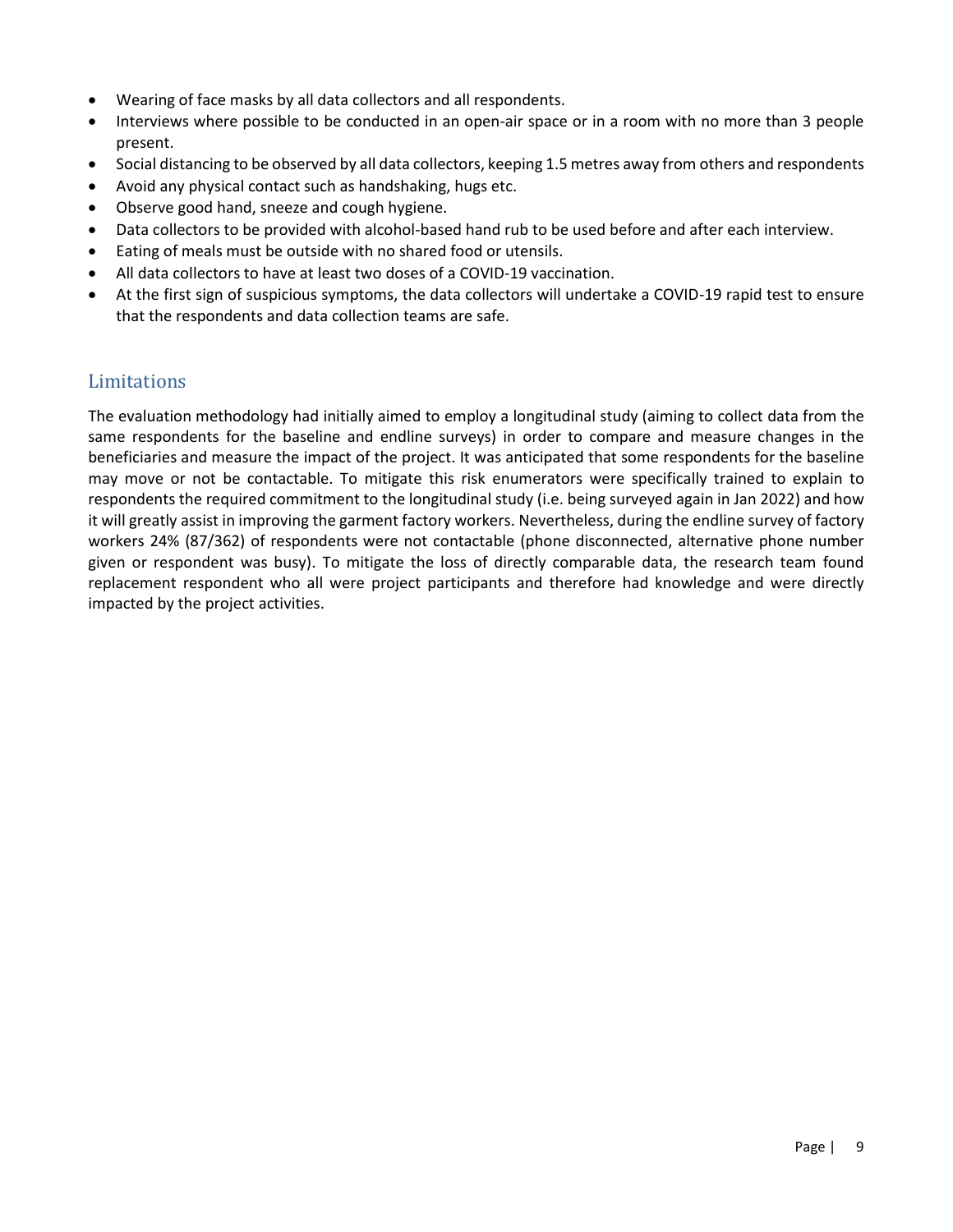- Wearing of face masks by all data collectors and all respondents.
- Interviews where possible to be conducted in an open-air space or in a room with no more than 3 people present.
- Social distancing to be observed by all data collectors, keeping 1.5 metres away from others and respondents
- Avoid any physical contact such as handshaking, hugs etc.
- Observe good hand, sneeze and cough hygiene.
- Data collectors to be provided with alcohol-based hand rub to be used before and after each interview.
- Eating of meals must be outside with no shared food or utensils.
- All data collectors to have at least two doses of a COVID-19 vaccination.
- At the first sign of suspicious symptoms, the data collectors will undertake a COVID-19 rapid test to ensure that the respondents and data collection teams are safe.

## Limitations

The evaluation methodology had initially aimed to employ a longitudinal study (aiming to collect data from the same respondents for the baseline and endline surveys) in order to compare and measure changes in the beneficiaries and measure the impact of the project. It was anticipated that some respondents for the baseline may move or not be contactable. To mitigate this risk enumerators were specifically trained to explain to respondents the required commitment to the longitudinal study (i.e. being surveyed again in Jan 2022) and how it will greatly assist in improving the garment factory workers. Nevertheless, during the endline survey of factory workers 24% (87/362) of respondents were not contactable (phone disconnected, alternative phone number given or respondent was busy). To mitigate the loss of directly comparable data, the research team found replacement respondent who all were project participants and therefore had knowledge and were directly impacted by the project activities.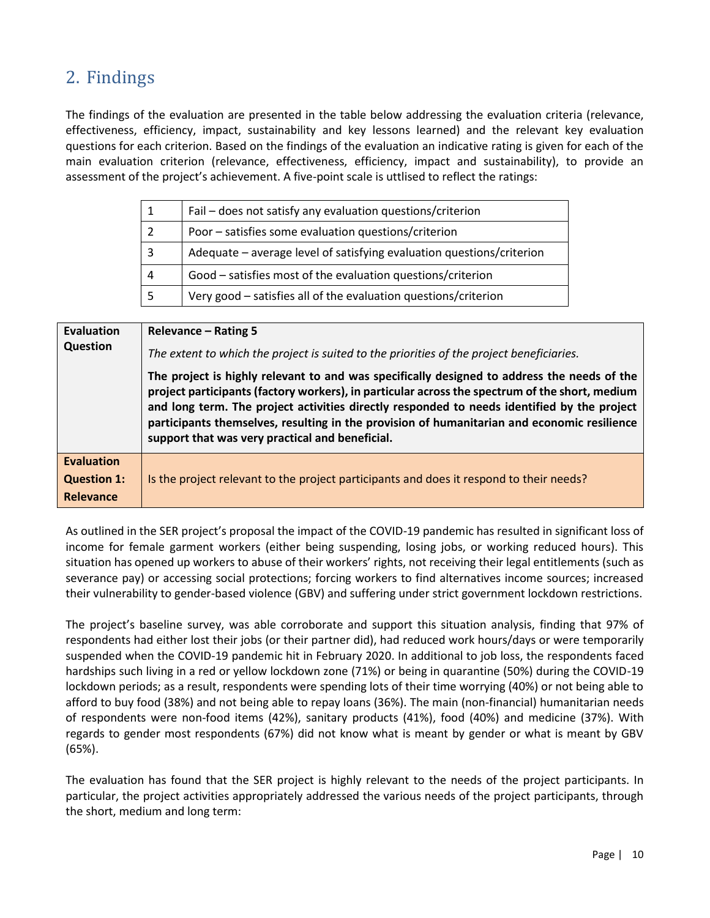## 2. Findings

The findings of the evaluation are presented in the table below addressing the evaluation criteria (relevance, effectiveness, efficiency, impact, sustainability and key lessons learned) and the relevant key evaluation questions for each criterion. Based on the findings of the evaluation an indicative rating is given for each of the main evaluation criterion (relevance, effectiveness, efficiency, impact and sustainability), to provide an assessment of the project's achievement. A five-point scale is uttlised to reflect the ratings:

| | |
|---|---|
| 1 | Fail – does not satisfy any evaluation questions/criterion |
| 2 | Poor – satisfies some evaluation questions/criterion |
| 3 | Adequate – average level of satisfying evaluation questions/criterion |
| 4 | Good – satisfies most of the evaluation questions/criterion |
| 5 | Very good – satisfies all of the evaluation questions/criterion |

| **Evaluation Question** | **Relevance – Rating 5**<br>*The extent to which the project is suited to the priorities of the project beneficiaries.*<br>**The project is highly relevant to and was specifically designed to address the needs of the project participants (factory workers), in particular across the spectrum of the short, medium and long term. The project activities directly responded to needs identified by the project participants themselves, resulting in the provision of humanitarian and economic resilience support that was very practical and beneficial.** |
|---|---|
| **Evaluation Question 1: Relevance** | Is the project relevant to the project participants and does it respond to their needs? |

As outlined in the SER project's proposal the impact of the COVID-19 pandemic has resulted in significant loss of income for female garment workers (either being suspending, losing jobs, or working reduced hours). This situation has opened up workers to abuse of their workers' rights, not receiving their legal entitlements (such as severance pay) or accessing social protections; forcing workers to find alternatives income sources; increased their vulnerability to gender-based violence (GBV) and suffering under strict government lockdown restrictions.

The project's baseline survey, was able corroborate and support this situation analysis, finding that 97% of respondents had either lost their jobs (or their partner did), had reduced work hours/days or were temporarily suspended when the COVID-19 pandemic hit in February 2020. In additional to job loss, the respondents faced hardships such living in a red or yellow lockdown zone (71%) or being in quarantine (50%) during the COVID-19 lockdown periods; as a result, respondents were spending lots of their time worrying (40%) or not being able to afford to buy food (38%) and not being able to repay loans (36%). The main (non-financial) humanitarian needs of respondents were non-food items (42%), sanitary products (41%), food (40%) and medicine (37%). With regards to gender most respondents (67%) did not know what is meant by gender or what is meant by GBV (65%).

The evaluation has found that the SER project is highly relevant to the needs of the project participants. In particular, the project activities appropriately addressed the various needs of the project participants, through the short, medium and long term: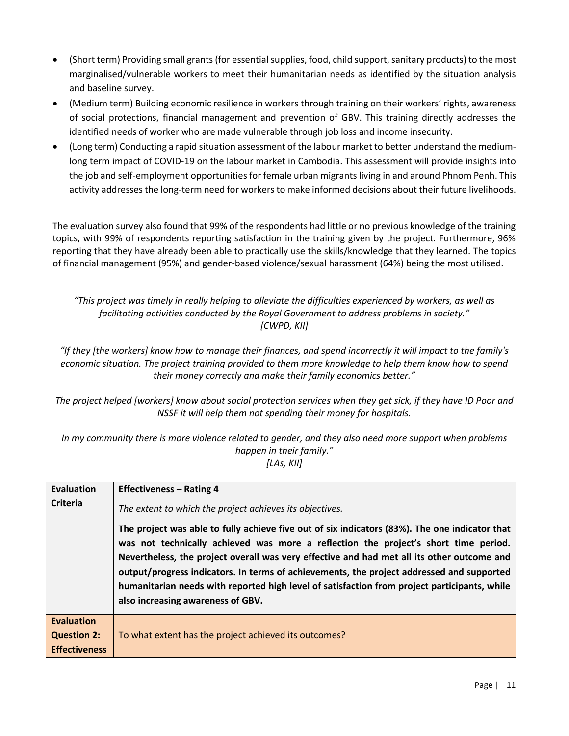- (Short term) Providing small grants (for essential supplies, food, child support, sanitary products) to the most marginalised/vulnerable workers to meet their humanitarian needs as identified by the situation analysis and baseline survey.
- (Medium term) Building economic resilience in workers through training on their workers' rights, awareness of social protections, financial management and prevention of GBV. This training directly addresses the identified needs of worker who are made vulnerable through job loss and income insecurity.
- (Long term) Conducting a rapid situation assessment of the labour market to better understand the medium-long term impact of COVID-19 on the labour market in Cambodia. This assessment will provide insights into the job and self-employment opportunities for female urban migrants living in and around Phnom Penh. This activity addresses the long-term need for workers to make informed decisions about their future livelihoods.

The evaluation survey also found that 99% of the respondents had little or no previous knowledge of the training topics, with 99% of respondents reporting satisfaction in the training given by the project. Furthermore, 96% reporting that they have already been able to practically use the skills/knowledge that they learned. The topics of financial management (95%) and gender-based violence/sexual harassment (64%) being the most utilised.

*"This project was timely in really helping to alleviate the difficulties experienced by workers, as well as facilitating activities conducted by the Royal Government to address problems in society."*
*[CWPD, KII]*

*"If they [the workers] know how to manage their finances, and spend incorrectly it will impact to the family's economic situation. The project training provided to them more knowledge to help them know how to spend their money correctly and make their family economics better."*

*The project helped [workers] know about social protection services when they get sick, if they have ID Poor and NSSF it will help them not spending their money for hospitals.*

*In my community there is more violence related to gender, and they also need more support when problems happen in their family."*
*[LAs, KII]*

| Evaluation Criteria | **Effectiveness – Rating 4**<br>*The extent to which the project achieves its objectives.*<br>**The project was able to fully achieve five out of six indicators (83%). The one indicator that was not technically achieved was more a reflection the project's short time period. Nevertheless, the project overall was very effective and had met all its other outcome and output/progress indicators. In terms of achievements, the project addressed and supported humanitarian needs with reported high level of satisfaction from project participants, while also increasing awareness of GBV.** |
|---|---|
| **Evaluation Question 2: Effectiveness** | To what extent has the project achieved its outcomes? |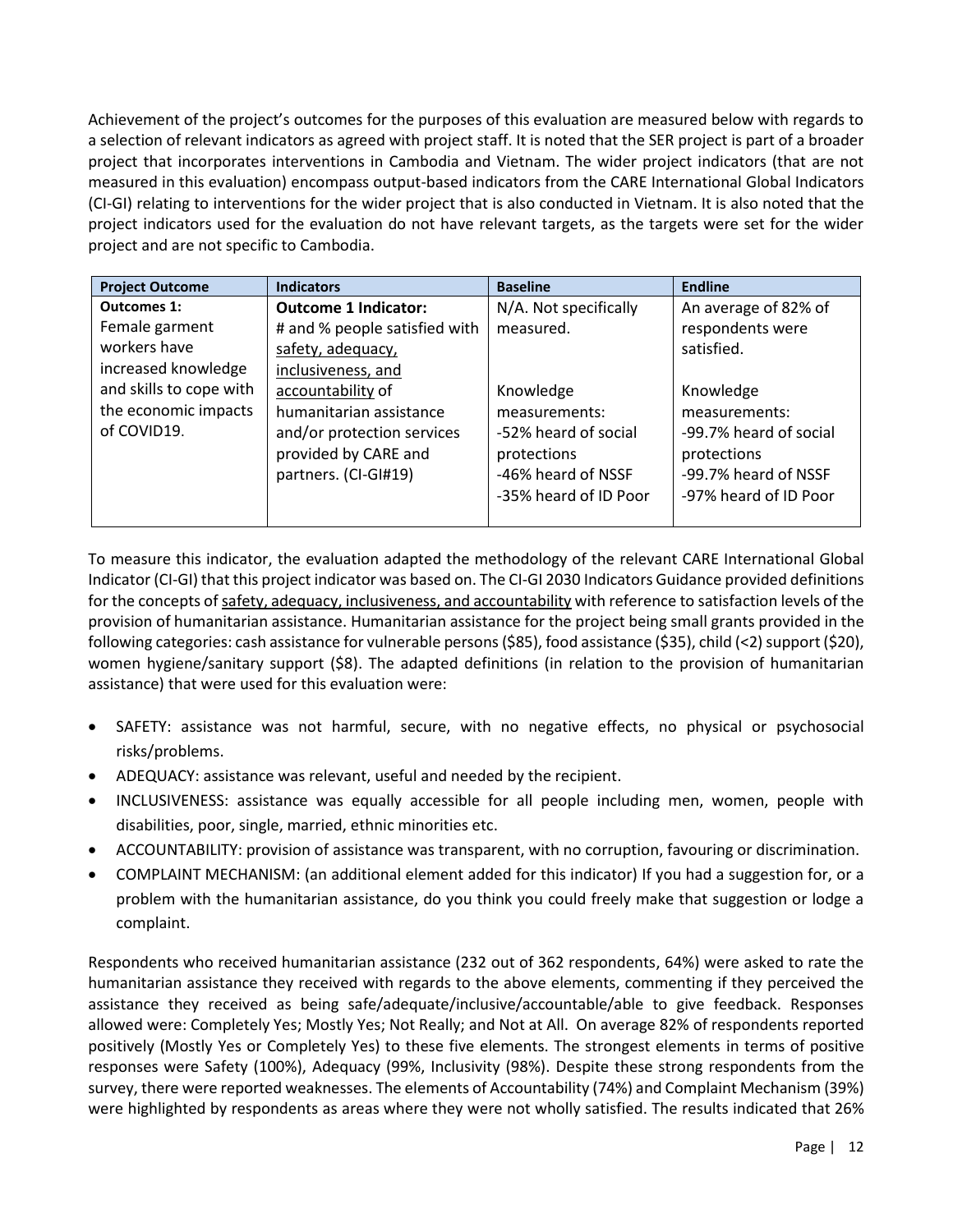Achievement of the project's outcomes for the purposes of this evaluation are measured below with regards to a selection of relevant indicators as agreed with project staff. It is noted that the SER project is part of a broader project that incorporates interventions in Cambodia and Vietnam. The wider project indicators (that are not measured in this evaluation) encompass output-based indicators from the CARE International Global Indicators (CI-GI) relating to interventions for the wider project that is also conducted in Vietnam. It is also noted that the project indicators used for the evaluation do not have relevant targets, as the targets were set for the wider project and are not specific to Cambodia.

| Project Outcome | Indicators | Baseline | Endline |
|---|---|---|---|
| **Outcomes 1:** Female garment workers have increased knowledge and skills to cope with the economic impacts of COVID19. | **Outcome 1 Indicator:** # and % people satisfied with safety, adequacy, inclusiveness, and accountability of humanitarian assistance and/or protection services provided by CARE and partners. (CI-GI#19) | N/A. Not specifically measured.<br><br>Knowledge measurements:<br>-52% heard of social protections<br>-46% heard of NSSF<br>-35% heard of ID Poor | An average of 82% of respondents were satisfied.<br><br>Knowledge measurements:<br>-99.7% heard of social protections<br>-99.7% heard of NSSF<br>-97% heard of ID Poor |

To measure this indicator, the evaluation adapted the methodology of the relevant CARE International Global Indicator (CI-GI) that this project indicator was based on. The CI-GI 2030 Indicators Guidance provided definitions for the concepts of safety, adequacy, inclusiveness, and accountability with reference to satisfaction levels of the provision of humanitarian assistance. Humanitarian assistance for the project being small grants provided in the following categories: cash assistance for vulnerable persons ($85), food assistance ($35), child (<2) support ($20), women hygiene/sanitary support ($8). The adapted definitions (in relation to the provision of humanitarian assistance) that were used for this evaluation were:

- SAFETY: assistance was not harmful, secure, with no negative effects, no physical or psychosocial risks/problems.
- ADEQUACY: assistance was relevant, useful and needed by the recipient.
- INCLUSIVENESS: assistance was equally accessible for all people including men, women, people with disabilities, poor, single, married, ethnic minorities etc.
- ACCOUNTABILITY: provision of assistance was transparent, with no corruption, favouring or discrimination.
- COMPLAINT MECHANISM: (an additional element added for this indicator) If you had a suggestion for, or a problem with the humanitarian assistance, do you think you could freely make that suggestion or lodge a complaint.

Respondents who received humanitarian assistance (232 out of 362 respondents, 64%) were asked to rate the humanitarian assistance they received with regards to the above elements, commenting if they perceived the assistance they received as being safe/adequate/inclusive/accountable/able to give feedback. Responses allowed were: Completely Yes; Mostly Yes; Not Really; and Not at All. On average 82% of respondents reported positively (Mostly Yes or Completely Yes) to these five elements. The strongest elements in terms of positive responses were Safety (100%), Adequacy (99%, Inclusivity (98%). Despite these strong respondents from the survey, there were reported weaknesses. The elements of Accountability (74%) and Complaint Mechanism (39%) were highlighted by respondents as areas where they were not wholly satisfied. The results indicated that 26%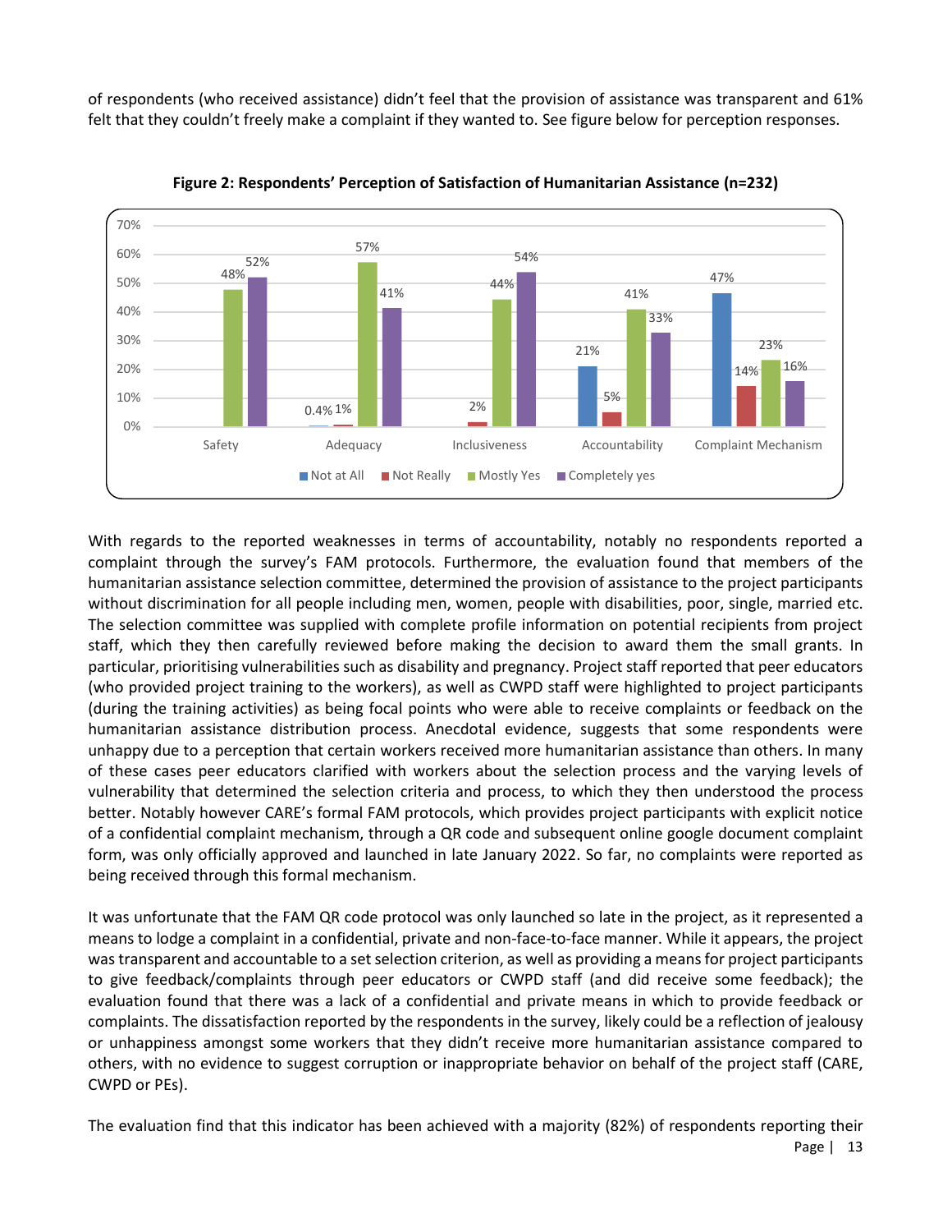of respondents (who received assistance) didn't feel that the provision of assistance was transparent and 61% felt that they couldn't freely make a complaint if they wanted to. See figure below for perception responses.

**Figure 2: Respondents' Perception of Satisfaction of Humanitarian Assistance (n=232)**

| | Not at All | Not Really | Mostly Yes | Completely yes |
|---|---|---|---|---|
| Safety | | | 48% | 52% |
| Adequacy | 0.4% | 1% | 57% | 41% |
| Inclusiveness | | 2% | 44% | 54% |
| Accountability | 21% | 5% | 41% | 33% |
| Complaint Mechanism | 47% | 14% | 23% | 16% |

With regards to the reported weaknesses in terms of accountability, notably no respondents reported a complaint through the survey's FAM protocols. Furthermore, the evaluation found that members of the humanitarian assistance selection committee, determined the provision of assistance to the project participants without discrimination for all people including men, women, people with disabilities, poor, single, married etc. The selection committee was supplied with complete profile information on potential recipients from project staff, which they then carefully reviewed before making the decision to award them the small grants. In particular, prioritising vulnerabilities such as disability and pregnancy. Project staff reported that peer educators (who provided project training to the workers), as well as CWPD staff were highlighted to project participants (during the training activities) as being focal points who were able to receive complaints or feedback on the humanitarian assistance distribution process. Anecdotal evidence, suggests that some respondents were unhappy due to a perception that certain workers received more humanitarian assistance than others. In many of these cases peer educators clarified with workers about the selection process and the varying levels of vulnerability that determined the selection criteria and process, to which they then understood the process better. Notably however CARE's formal FAM protocols, which provides project participants with explicit notice of a confidential complaint mechanism, through a QR code and subsequent online google document complaint form, was only officially approved and launched in late January 2022. So far, no complaints were reported as being received through this formal mechanism.

It was unfortunate that the FAM QR code protocol was only launched so late in the project, as it represented a means to lodge a complaint in a confidential, private and non-face-to-face manner. While it appears, the project was transparent and accountable to a set selection criterion, as well as providing a means for project participants to give feedback/complaints through peer educators or CWPD staff (and did receive some feedback); the evaluation found that there was a lack of a confidential and private means in which to provide feedback or complaints. The dissatisfaction reported by the respondents in the survey, likely could be a reflection of jealousy or unhappiness amongst some workers that they didn't receive more humanitarian assistance compared to others, with no evidence to suggest corruption or inappropriate behavior on behalf of the project staff (CARE, CWPD or PEs).

The evaluation find that this indicator has been achieved with a majority (82%) of respondents reporting their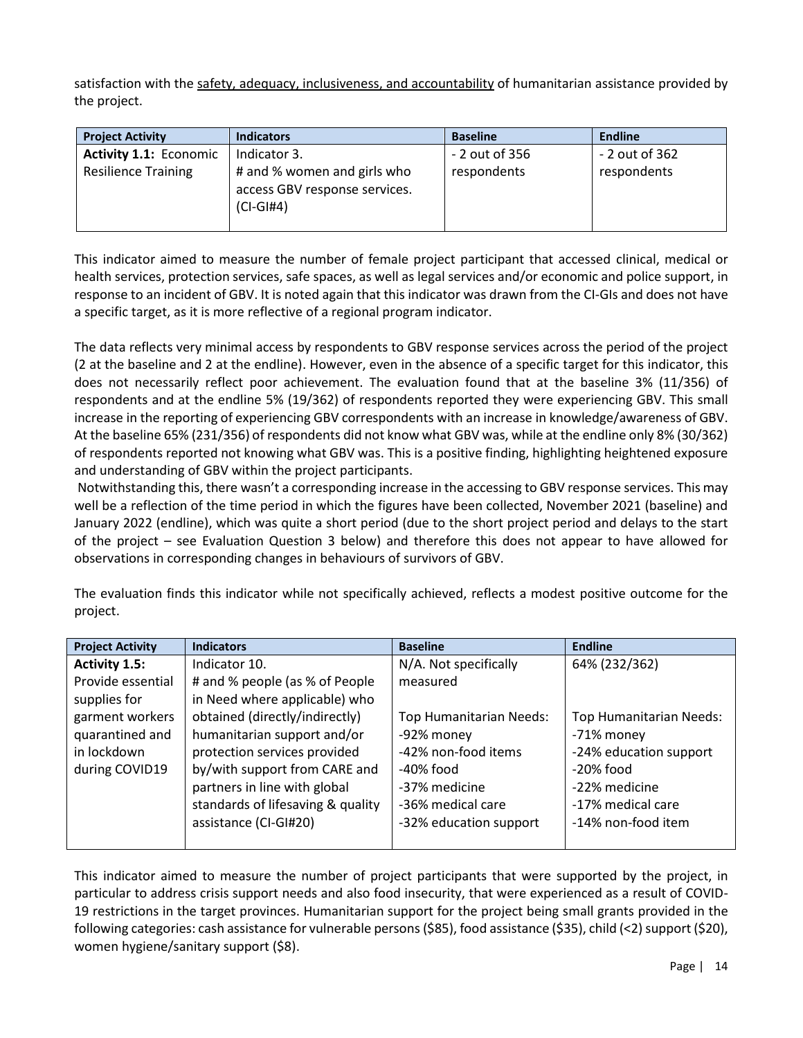satisfaction with the safety, adequacy, inclusiveness, and accountability of humanitarian assistance provided by the project.

| Project Activity | Indicators | Baseline | Endline |
|---|---|---|---|
| **Activity 1.1:** Economic Resilience Training | Indicator 3.<br># and % women and girls who access GBV response services. (CI-GI#4) | - 2 out of 356 respondents | - 2 out of 362 respondents |

This indicator aimed to measure the number of female project participant that accessed clinical, medical or health services, protection services, safe spaces, as well as legal services and/or economic and police support, in response to an incident of GBV. It is noted again that this indicator was drawn from the CI-GIs and does not have a specific target, as it is more reflective of a regional program indicator.

The data reflects very minimal access by respondents to GBV response services across the period of the project (2 at the baseline and 2 at the endline). However, even in the absence of a specific target for this indicator, this does not necessarily reflect poor achievement. The evaluation found that at the baseline 3% (11/356) of respondents and at the endline 5% (19/362) of respondents reported they were experiencing GBV. This small increase in the reporting of experiencing GBV correspondents with an increase in knowledge/awareness of GBV. At the baseline 65% (231/356) of respondents did not know what GBV was, while at the endline only 8% (30/362) of respondents reported not knowing what GBV was. This is a positive finding, highlighting heightened exposure and understanding of GBV within the project participants.

Notwithstanding this, there wasn't a corresponding increase in the accessing to GBV response services. This may well be a reflection of the time period in which the figures have been collected, November 2021 (baseline) and January 2022 (endline), which was quite a short period (due to the short project period and delays to the start of the project – see Evaluation Question 3 below) and therefore this does not appear to have allowed for observations in corresponding changes in behaviours of survivors of GBV.

The evaluation finds this indicator while not specifically achieved, reflects a modest positive outcome for the project.

| Project Activity | Indicators | Baseline | Endline |
|---|---|---|---|
| **Activity 1.5:** Provide essential supplies for garment workers quarantined and in lockdown during COVID19 | Indicator 10.<br># and % people (as % of People in Need where applicable) who obtained (directly/indirectly) humanitarian support and/or protection services provided by/with support from CARE and partners in line with global standards of lifesaving & quality assistance (CI-GI#20) | N/A. Not specifically measured<br><br>Top Humanitarian Needs:<br>-92% money<br>-42% non-food items<br>-40% food<br>-37% medicine<br>-36% medical care<br>-32% education support | 64% (232/362)<br><br>Top Humanitarian Needs:<br>-71% money<br>-24% education support<br>-20% food<br>-22% medicine<br>-17% medical care<br>-14% non-food item |

This indicator aimed to measure the number of project participants that were supported by the project, in particular to address crisis support needs and also food insecurity, that were experienced as a result of COVID-19 restrictions in the target provinces. Humanitarian support for the project being small grants provided in the following categories: cash assistance for vulnerable persons ($85), food assistance ($35), child (<2) support ($20), women hygiene/sanitary support ($8).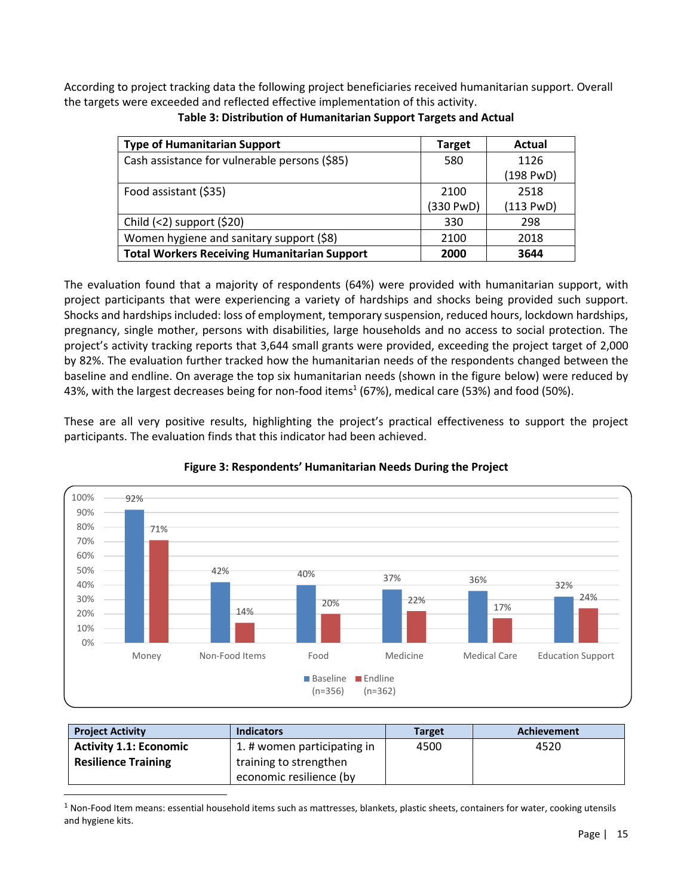According to project tracking data the following project beneficiaries received humanitarian support. Overall the targets were exceeded and reflected effective implementation of this activity.

**Table 3: Distribution of Humanitarian Support Targets and Actual**

| Type of Humanitarian Support | Target | Actual |
|---|---|---|
| Cash assistance for vulnerable persons ($85) | 580 | 1126 (198 PwD) |
| Food assistant ($35) | 2100 (330 PwD) | 2518 (113 PwD) |
| Child (<2) support ($20) | 330 | 298 |
| Women hygiene and sanitary support ($8) | 2100 | 2018 |
| **Total Workers Receiving Humanitarian Support** | **2000** | **3644** |

The evaluation found that a majority of respondents (64%) were provided with humanitarian support, with project participants that were experiencing a variety of hardships and shocks being provided such support. Shocks and hardships included: loss of employment, temporary suspension, reduced hours, lockdown hardships, pregnancy, single mother, persons with disabilities, large households and no access to social protection. The project's activity tracking reports that 3,644 small grants were provided, exceeding the project target of 2,000 by 82%. The evaluation further tracked how the humanitarian needs of the respondents changed between the baseline and endline. On average the top six humanitarian needs (shown in the figure below) were reduced by 43%, with the largest decreases being for non-food items[1] (67%), medical care (53%) and food (50%).

These are all very positive results, highlighting the project's practical effectiveness to support the project participants. The evaluation finds that this indicator had been achieved.

**Figure 3: Respondents' Humanitarian Needs During the Project**

| Need | Baseline (n=356) | Endline (n=362) |
|---|---|---|
| Money | 92% | 71% |
| Non-Food Items | 42% | 14% |
| Food | 40% | 20% |
| Medicine | 37% | 22% |
| Medical Care | 36% | 17% |
| Education Support | 32% | 24% |

| Project Activity | Indicators | Target | Achievement |
|---|---|---|---|
| **Activity 1.1: Economic Resilience Training** | 1. # women participating in training to strengthen economic resilience (by | 4500 | 4520 |

[1] Non-Food Item means: essential household items such as mattresses, blankets, plastic sheets, containers for water, cooking utensils and hygiene kits.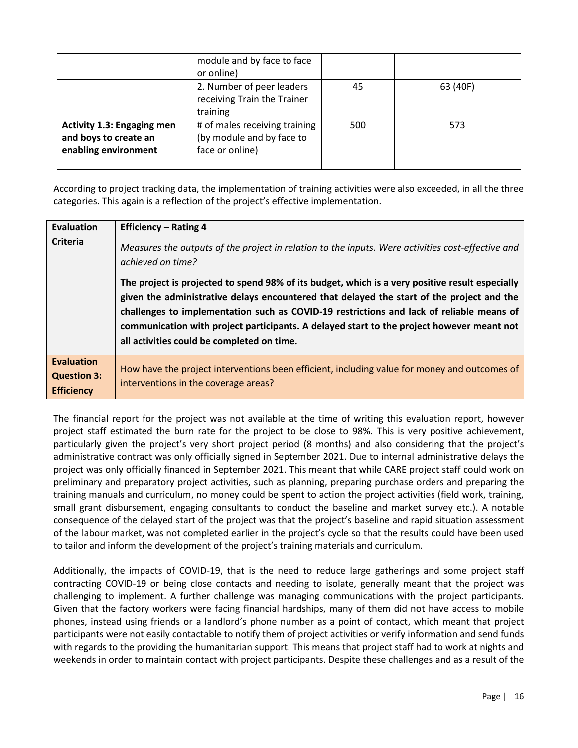| | | | |
|---|---|---|---|
| | module and by face to face or online) | | |
| | 2. Number of peer leaders receiving Train the Trainer training | 45 | 63 (40F) |
| **Activity 1.3: Engaging men and boys to create an enabling environment** | # of males receiving training (by module and by face to face or online) | 500 | 573 |

According to project tracking data, the implementation of training activities were also exceeded, in all the three categories. This again is a reflection of the project's effective implementation.

| **Evaluation Criteria** | **Efficiency – Rating 4**<br><br>*Measures the outputs of the project in relation to the inputs. Were activities cost-effective and achieved on time?*<br><br>**The project is projected to spend 98% of its budget, which is a very positive result especially given the administrative delays encountered that delayed the start of the project and the challenges to implementation such as COVID-19 restrictions and lack of reliable means of communication with project participants. A delayed start to the project however meant not all activities could be completed on time.** |
|---|---|
| **Evaluation Question 3: Efficiency** | How have the project interventions been efficient, including value for money and outcomes of interventions in the coverage areas? |

The financial report for the project was not available at the time of writing this evaluation report, however project staff estimated the burn rate for the project to be close to 98%. This is very positive achievement, particularly given the project's very short project period (8 months) and also considering that the project's administrative contract was only officially signed in September 2021. Due to internal administrative delays the project was only officially financed in September 2021. This meant that while CARE project staff could work on preliminary and preparatory project activities, such as planning, preparing purchase orders and preparing the training manuals and curriculum, no money could be spent to action the project activities (field work, training, small grant disbursement, engaging consultants to conduct the baseline and market survey etc.). A notable consequence of the delayed start of the project was that the project's baseline and rapid situation assessment of the labour market, was not completed earlier in the project's cycle so that the results could have been used to tailor and inform the development of the project's training materials and curriculum.

Additionally, the impacts of COVID-19, that is the need to reduce large gatherings and some project staff contracting COVID-19 or being close contacts and needing to isolate, generally meant that the project was challenging to implement. A further challenge was managing communications with the project participants. Given that the factory workers were facing financial hardships, many of them did not have access to mobile phones, instead using friends or a landlord's phone number as a point of contact, which meant that project participants were not easily contactable to notify them of project activities or verify information and send funds with regards to the providing the humanitarian support. This means that project staff had to work at nights and weekends in order to maintain contact with project participants. Despite these challenges and as a result of the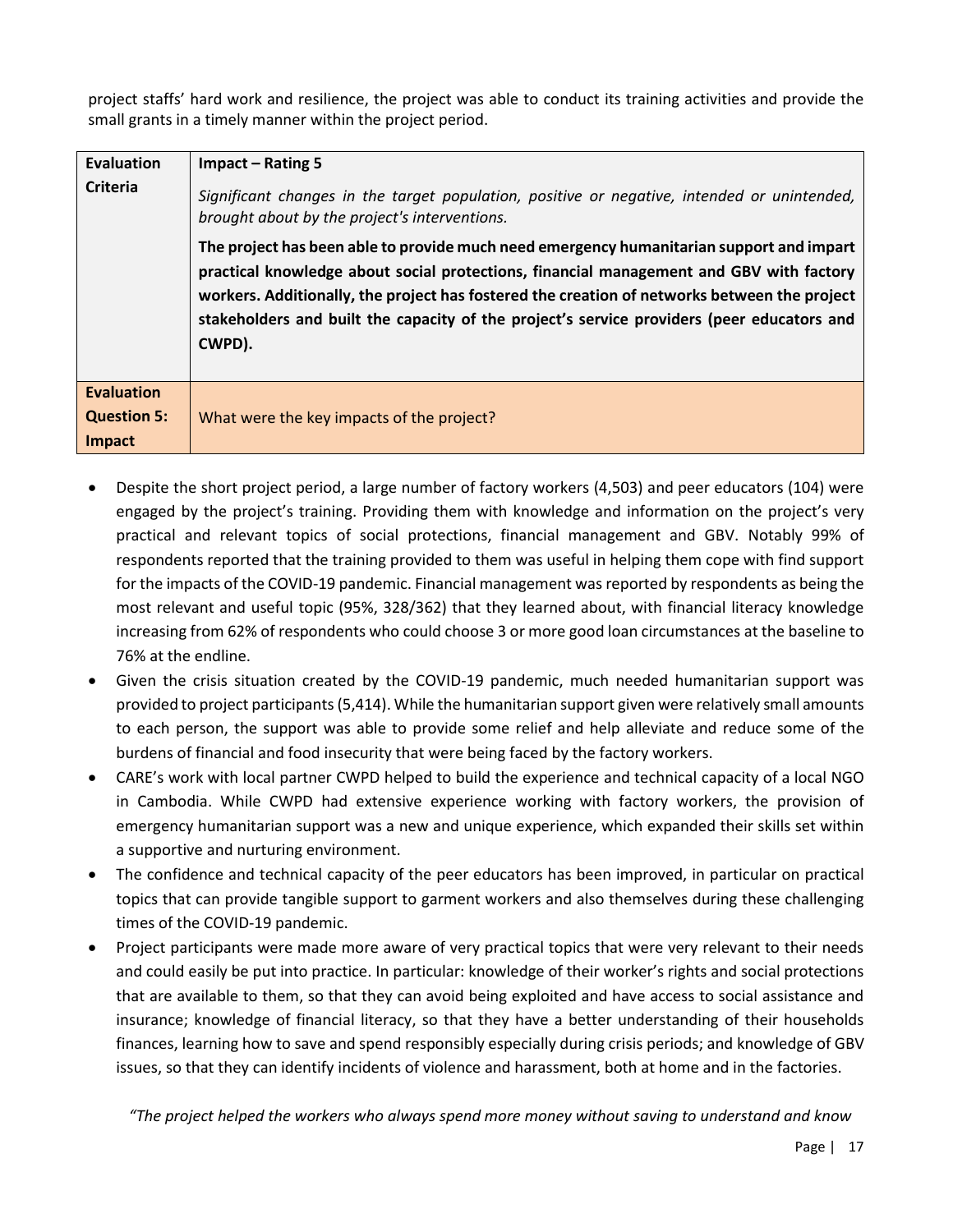project staffs' hard work and resilience, the project was able to conduct its training activities and provide the small grants in a timely manner within the project period.

| **Evaluation Criteria** | **Impact – Rating 5**<br><br>*Significant changes in the target population, positive or negative, intended or unintended, brought about by the project's interventions.*<br><br>**The project has been able to provide much need emergency humanitarian support and impart practical knowledge about social protections, financial management and GBV with factory workers. Additionally, the project has fostered the creation of networks between the project stakeholders and built the capacity of the project's service providers (peer educators and CWPD).** |
|---|---|
| **Evaluation Question 5: Impact** | What were the key impacts of the project? |

- Despite the short project period, a large number of factory workers (4,503) and peer educators (104) were engaged by the project's training. Providing them with knowledge and information on the project's very practical and relevant topics of social protections, financial management and GBV. Notably 99% of respondents reported that the training provided to them was useful in helping them cope with find support for the impacts of the COVID-19 pandemic. Financial management was reported by respondents as being the most relevant and useful topic (95%, 328/362) that they learned about, with financial literacy knowledge increasing from 62% of respondents who could choose 3 or more good loan circumstances at the baseline to 76% at the endline.
- Given the crisis situation created by the COVID-19 pandemic, much needed humanitarian support was provided to project participants (5,414). While the humanitarian support given were relatively small amounts to each person, the support was able to provide some relief and help alleviate and reduce some of the burdens of financial and food insecurity that were being faced by the factory workers.
- CARE's work with local partner CWPD helped to build the experience and technical capacity of a local NGO in Cambodia. While CWPD had extensive experience working with factory workers, the provision of emergency humanitarian support was a new and unique experience, which expanded their skills set within a supportive and nurturing environment.
- The confidence and technical capacity of the peer educators has been improved, in particular on practical topics that can provide tangible support to garment workers and also themselves during these challenging times of the COVID-19 pandemic.
- Project participants were made more aware of very practical topics that were very relevant to their needs and could easily be put into practice. In particular: knowledge of their worker's rights and social protections that are available to them, so that they can avoid being exploited and have access to social assistance and insurance; knowledge of financial literacy, so that they have a better understanding of their households finances, learning how to save and spend responsibly especially during crisis periods; and knowledge of GBV issues, so that they can identify incidents of violence and harassment, both at home and in the factories.

*"The project helped the workers who always spend more money without saving to understand and know*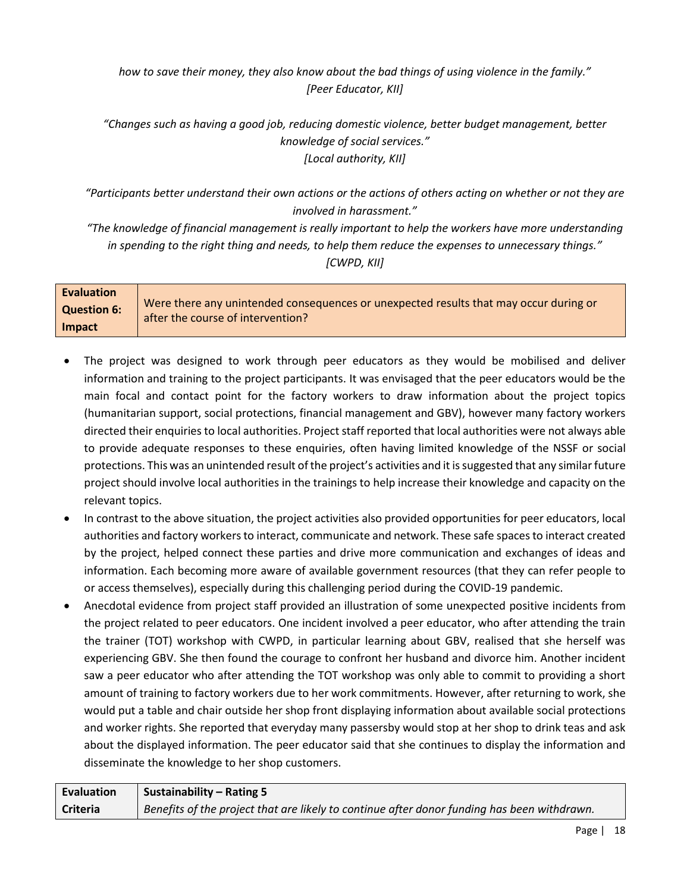*how to save their money, they also know about the bad things of using violence in the family."*
*[Peer Educator, KII]*

*"Changes such as having a good job, reducing domestic violence, better budget management, better knowledge of social services."*
*[Local authority, KII]*

*"Participants better understand their own actions or the actions of others acting on whether or not they are involved in harassment."*
*"The knowledge of financial management is really important to help the workers have more understanding in spending to the right thing and needs, to help them reduce the expenses to unnecessary things."*
*[CWPD, KII]*

| **Evaluation Question 6: Impact** | Were there any unintended consequences or unexpected results that may occur during or after the course of intervention? |
|---|---|

- The project was designed to work through peer educators as they would be mobilised and deliver information and training to the project participants. It was envisaged that the peer educators would be the main focal and contact point for the factory workers to draw information about the project topics (humanitarian support, social protections, financial management and GBV), however many factory workers directed their enquiries to local authorities. Project staff reported that local authorities were not always able to provide adequate responses to these enquiries, often having limited knowledge of the NSSF or social protections. This was an unintended result of the project's activities and it is suggested that any similar future project should involve local authorities in the trainings to help increase their knowledge and capacity on the relevant topics.
- In contrast to the above situation, the project activities also provided opportunities for peer educators, local authorities and factory workers to interact, communicate and network. These safe spaces to interact created by the project, helped connect these parties and drive more communication and exchanges of ideas and information. Each becoming more aware of available government resources (that they can refer people to or access themselves), especially during this challenging period during the COVID-19 pandemic.
- Anecdotal evidence from project staff provided an illustration of some unexpected positive incidents from the project related to peer educators. One incident involved a peer educator, who after attending the train the trainer (TOT) workshop with CWPD, in particular learning about GBV, realised that she herself was experiencing GBV. She then found the courage to confront her husband and divorce him. Another incident saw a peer educator who after attending the TOT workshop was only able to commit to providing a short amount of training to factory workers due to her work commitments. However, after returning to work, she would put a table and chair outside her shop front displaying information about available social protections and worker rights. She reported that everyday many passersby would stop at her shop to drink teas and ask about the displayed information. The peer educator said that she continues to display the information and disseminate the knowledge to her shop customers.

| **Evaluation Criteria** | **Sustainability – Rating 5**<br>*Benefits of the project that are likely to continue after donor funding has been withdrawn.* |
|---|---|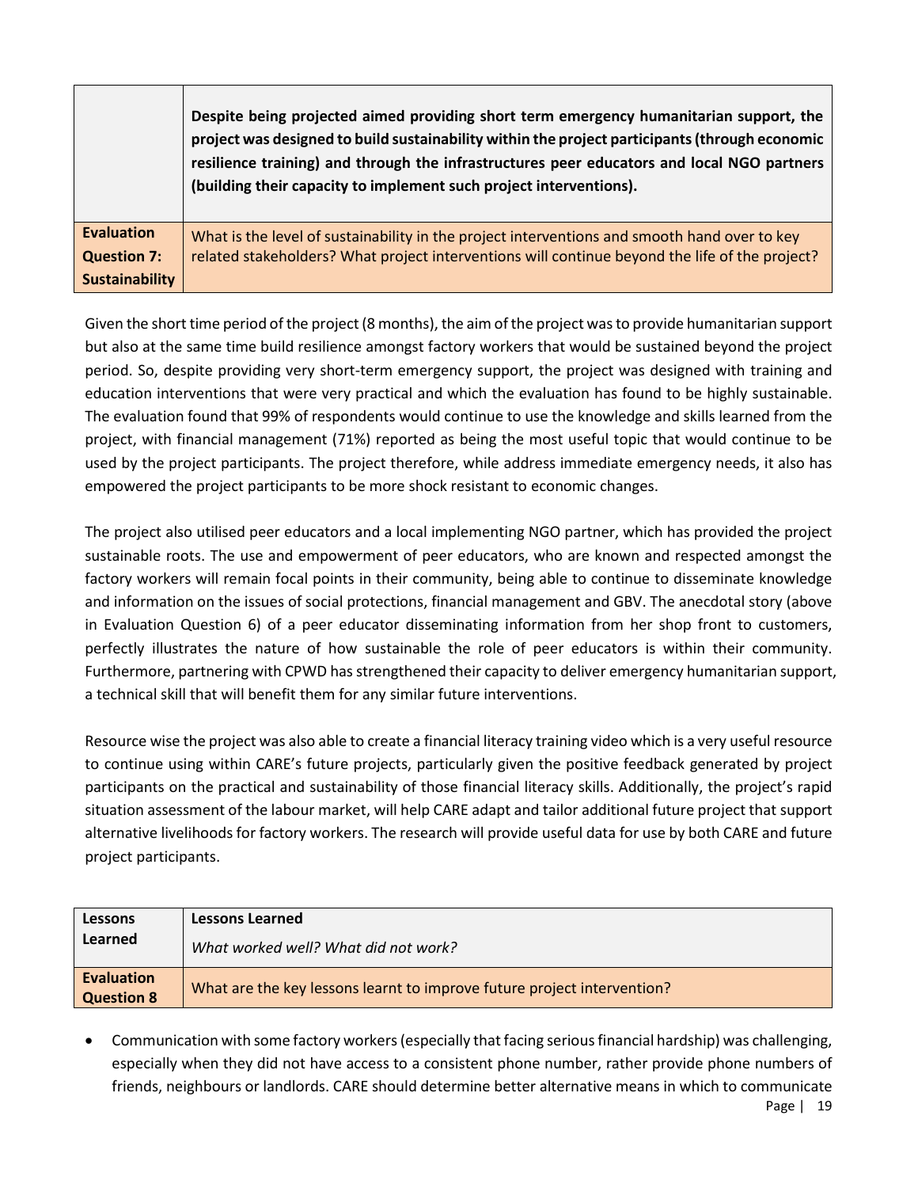| | **Despite being projected aimed providing short term emergency humanitarian support, the project was designed to build sustainability within the project participants (through economic resilience training) and through the infrastructures peer educators and local NGO partners (building their capacity to implement such project interventions).** |
|---|---|
| **Evaluation Question 7: Sustainability** | What is the level of sustainability in the project interventions and smooth hand over to key related stakeholders? What project interventions will continue beyond the life of the project? |

Given the short time period of the project (8 months), the aim of the project was to provide humanitarian support but also at the same time build resilience amongst factory workers that would be sustained beyond the project period. So, despite providing very short-term emergency support, the project was designed with training and education interventions that were very practical and which the evaluation has found to be highly sustainable. The evaluation found that 99% of respondents would continue to use the knowledge and skills learned from the project, with financial management (71%) reported as being the most useful topic that would continue to be used by the project participants. The project therefore, while address immediate emergency needs, it also has empowered the project participants to be more shock resistant to economic changes.

The project also utilised peer educators and a local implementing NGO partner, which has provided the project sustainable roots. The use and empowerment of peer educators, who are known and respected amongst the factory workers will remain focal points in their community, being able to continue to disseminate knowledge and information on the issues of social protections, financial management and GBV. The anecdotal story (above in Evaluation Question 6) of a peer educator disseminating information from her shop front to customers, perfectly illustrates the nature of how sustainable the role of peer educators is within their community. Furthermore, partnering with CPWD has strengthened their capacity to deliver emergency humanitarian support, a technical skill that will benefit them for any similar future interventions.

Resource wise the project was also able to create a financial literacy training video which is a very useful resource to continue using within CARE's future projects, particularly given the positive feedback generated by project participants on the practical and sustainability of those financial literacy skills. Additionally, the project's rapid situation assessment of the labour market, will help CARE adapt and tailor additional future project that support alternative livelihoods for factory workers. The research will provide useful data for use by both CARE and future project participants.

| **Lessons Learned** | **Lessons Learned**<br>*What worked well? What did not work?* |
|---|---|
| **Evaluation Question 8** | What are the key lessons learnt to improve future project intervention? |

- Communication with some factory workers (especially that facing serious financial hardship) was challenging, especially when they did not have access to a consistent phone number, rather provide phone numbers of friends, neighbours or landlords. CARE should determine better alternative means in which to communicate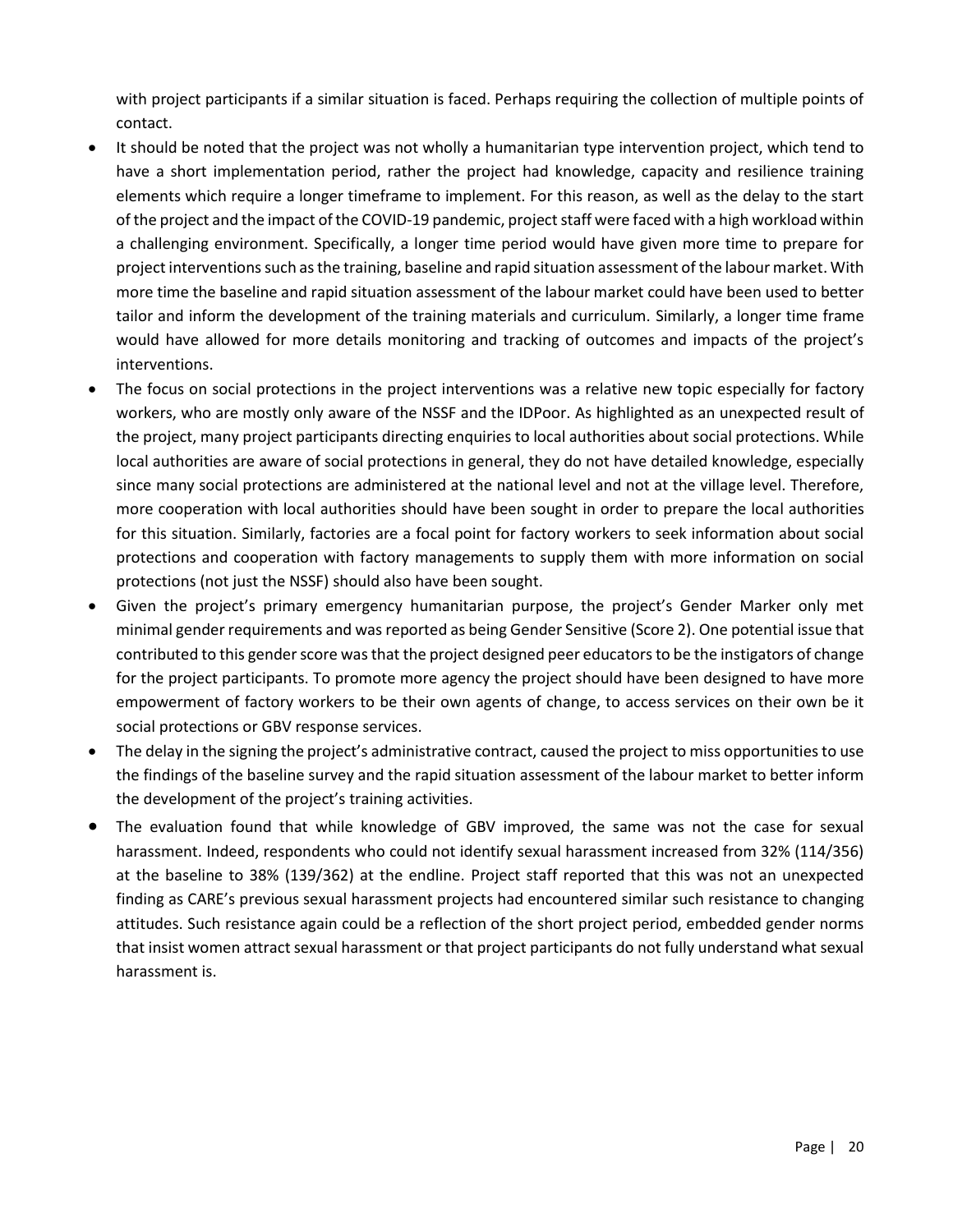with project participants if a similar situation is faced. Perhaps requiring the collection of multiple points of contact.

- It should be noted that the project was not wholly a humanitarian type intervention project, which tend to have a short implementation period, rather the project had knowledge, capacity and resilience training elements which require a longer timeframe to implement. For this reason, as well as the delay to the start of the project and the impact of the COVID-19 pandemic, project staff were faced with a high workload within a challenging environment. Specifically, a longer time period would have given more time to prepare for project interventions such as the training, baseline and rapid situation assessment of the labour market. With more time the baseline and rapid situation assessment of the labour market could have been used to better tailor and inform the development of the training materials and curriculum. Similarly, a longer time frame would have allowed for more details monitoring and tracking of outcomes and impacts of the project's interventions.
- The focus on social protections in the project interventions was a relative new topic especially for factory workers, who are mostly only aware of the NSSF and the IDPoor. As highlighted as an unexpected result of the project, many project participants directing enquiries to local authorities about social protections. While local authorities are aware of social protections in general, they do not have detailed knowledge, especially since many social protections are administered at the national level and not at the village level. Therefore, more cooperation with local authorities should have been sought in order to prepare the local authorities for this situation. Similarly, factories are a focal point for factory workers to seek information about social protections and cooperation with factory managements to supply them with more information on social protections (not just the NSSF) should also have been sought.
- Given the project's primary emergency humanitarian purpose, the project's Gender Marker only met minimal gender requirements and was reported as being Gender Sensitive (Score 2). One potential issue that contributed to this gender score was that the project designed peer educators to be the instigators of change for the project participants. To promote more agency the project should have been designed to have more empowerment of factory workers to be their own agents of change, to access services on their own be it social protections or GBV response services.
- The delay in the signing the project's administrative contract, caused the project to miss opportunities to use the findings of the baseline survey and the rapid situation assessment of the labour market to better inform the development of the project's training activities.
- The evaluation found that while knowledge of GBV improved, the same was not the case for sexual harassment. Indeed, respondents who could not identify sexual harassment increased from 32% (114/356) at the baseline to 38% (139/362) at the endline. Project staff reported that this was not an unexpected finding as CARE's previous sexual harassment projects had encountered similar such resistance to changing attitudes. Such resistance again could be a reflection of the short project period, embedded gender norms that insist women attract sexual harassment or that project participants do not fully understand what sexual harassment is.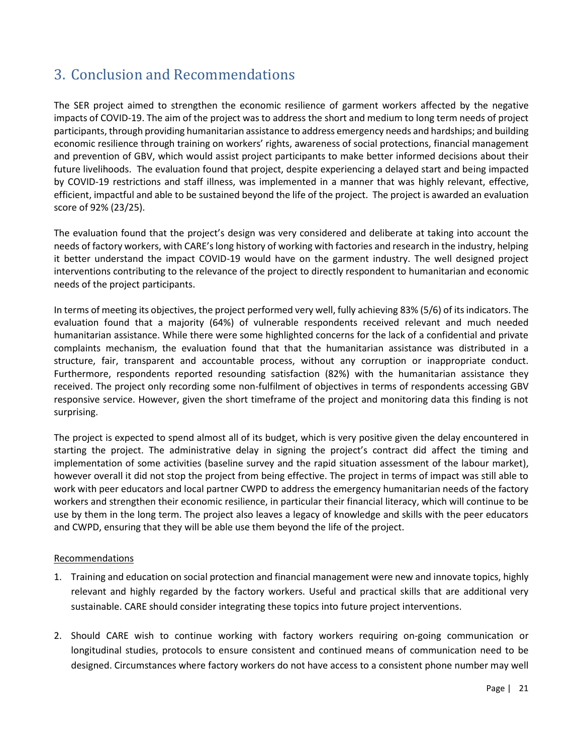## 3. Conclusion and Recommendations

The SER project aimed to strengthen the economic resilience of garment workers affected by the negative impacts of COVID-19. The aim of the project was to address the short and medium to long term needs of project participants, through providing humanitarian assistance to address emergency needs and hardships; and building economic resilience through training on workers' rights, awareness of social protections, financial management and prevention of GBV, which would assist project participants to make better informed decisions about their future livelihoods. The evaluation found that project, despite experiencing a delayed start and being impacted by COVID-19 restrictions and staff illness, was implemented in a manner that was highly relevant, effective, efficient, impactful and able to be sustained beyond the life of the project. The project is awarded an evaluation score of 92% (23/25).

The evaluation found that the project's design was very considered and deliberate at taking into account the needs of factory workers, with CARE's long history of working with factories and research in the industry, helping it better understand the impact COVID-19 would have on the garment industry. The well designed project interventions contributing to the relevance of the project to directly respondent to humanitarian and economic needs of the project participants.

In terms of meeting its objectives, the project performed very well, fully achieving 83% (5/6) of its indicators. The evaluation found that a majority (64%) of vulnerable respondents received relevant and much needed humanitarian assistance. While there were some highlighted concerns for the lack of a confidential and private complaints mechanism, the evaluation found that that the humanitarian assistance was distributed in a structure, fair, transparent and accountable process, without any corruption or inappropriate conduct. Furthermore, respondents reported resounding satisfaction (82%) with the humanitarian assistance they received. The project only recording some non-fulfilment of objectives in terms of respondents accessing GBV responsive service. However, given the short timeframe of the project and monitoring data this finding is not surprising.

The project is expected to spend almost all of its budget, which is very positive given the delay encountered in starting the project. The administrative delay in signing the project's contract did affect the timing and implementation of some activities (baseline survey and the rapid situation assessment of the labour market), however overall it did not stop the project from being effective. The project in terms of impact was still able to work with peer educators and local partner CWPD to address the emergency humanitarian needs of the factory workers and strengthen their economic resilience, in particular their financial literacy, which will continue to be use by them in the long term. The project also leaves a legacy of knowledge and skills with the peer educators and CWPD, ensuring that they will be able use them beyond the life of the project.

Recommendations

1. Training and education on social protection and financial management were new and innovate topics, highly relevant and highly regarded by the factory workers. Useful and practical skills that are additional very sustainable. CARE should consider integrating these topics into future project interventions.

2. Should CARE wish to continue working with factory workers requiring on-going communication or longitudinal studies, protocols to ensure consistent and continued means of communication need to be designed. Circumstances where factory workers do not have access to a consistent phone number may well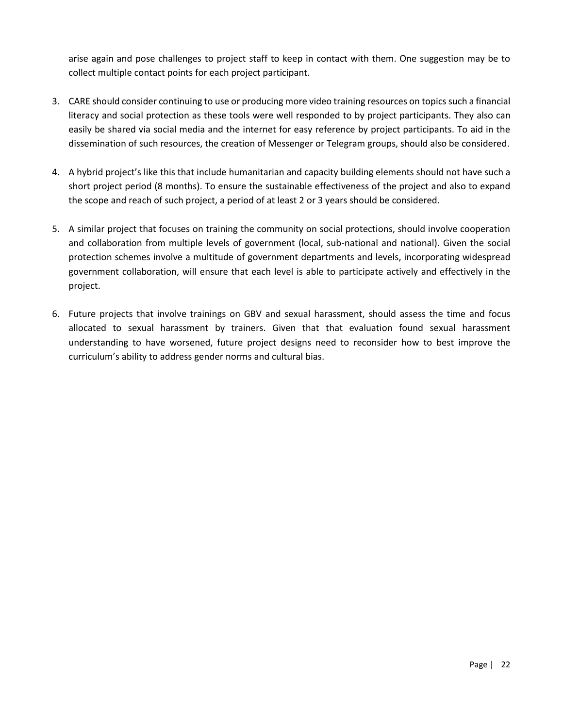arise again and pose challenges to project staff to keep in contact with them. One suggestion may be to collect multiple contact points for each project participant.

3. CARE should consider continuing to use or producing more video training resources on topics such a financial literacy and social protection as these tools were well responded to by project participants. They also can easily be shared via social media and the internet for easy reference by project participants. To aid in the dissemination of such resources, the creation of Messenger or Telegram groups, should also be considered.

4. A hybrid project's like this that include humanitarian and capacity building elements should not have such a short project period (8 months). To ensure the sustainable effectiveness of the project and also to expand the scope and reach of such project, a period of at least 2 or 3 years should be considered.

5. A similar project that focuses on training the community on social protections, should involve cooperation and collaboration from multiple levels of government (local, sub-national and national). Given the social protection schemes involve a multitude of government departments and levels, incorporating widespread government collaboration, will ensure that each level is able to participate actively and effectively in the project.

6. Future projects that involve trainings on GBV and sexual harassment, should assess the time and focus allocated to sexual harassment by trainers. Given that that evaluation found sexual harassment understanding to have worsened, future project designs need to reconsider how to best improve the curriculum's ability to address gender norms and cultural bias.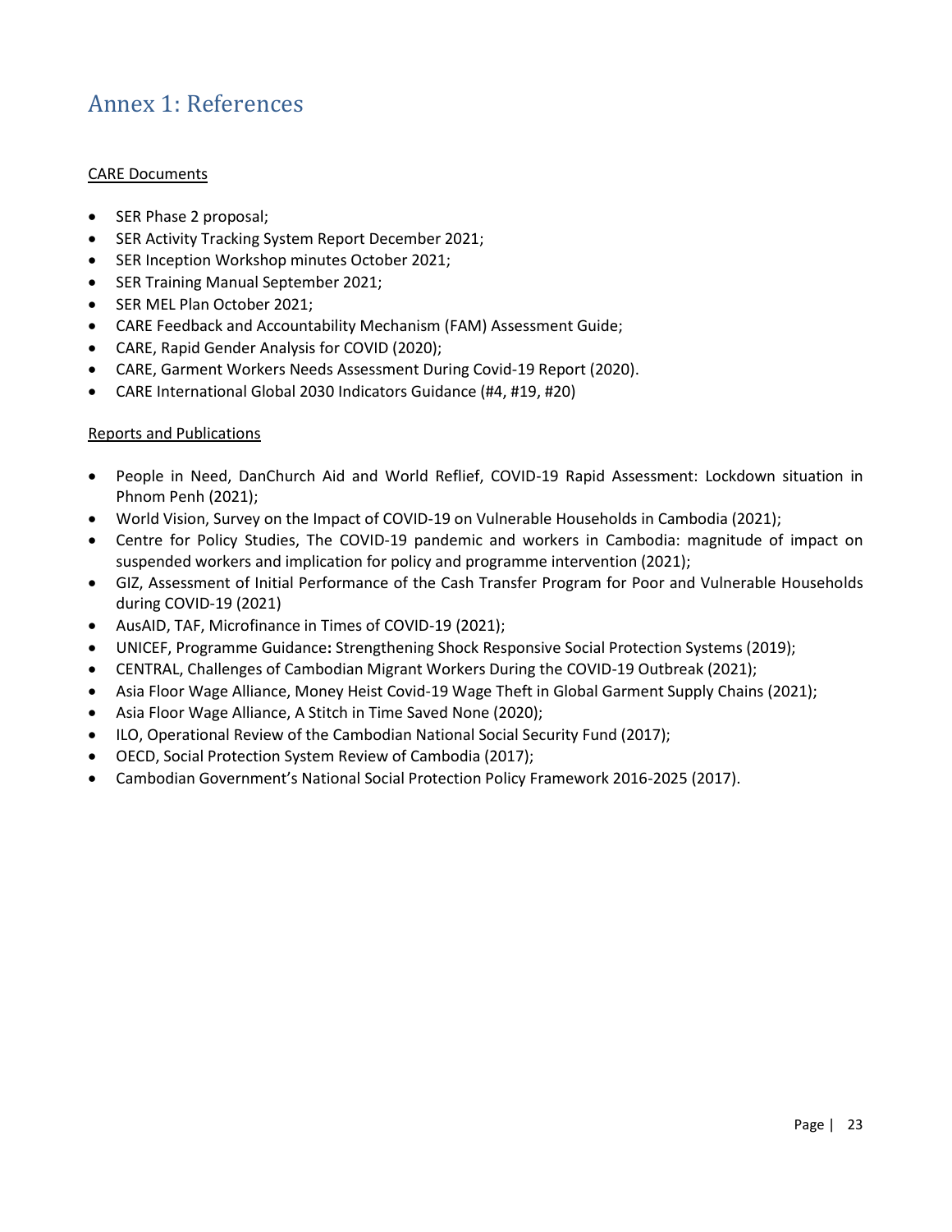# Annex 1: References

CARE Documents

- SER Phase 2 proposal;
- SER Activity Tracking System Report December 2021;
- SER Inception Workshop minutes October 2021;
- SER Training Manual September 2021;
- SER MEL Plan October 2021;
- CARE Feedback and Accountability Mechanism (FAM) Assessment Guide;
- CARE, Rapid Gender Analysis for COVID (2020);
- CARE, Garment Workers Needs Assessment During Covid-19 Report (2020).
- CARE International Global 2030 Indicators Guidance (#4, #19, #20)

Reports and Publications

- People in Need, DanChurch Aid and World Reflief, COVID-19 Rapid Assessment: Lockdown situation in Phnom Penh (2021);
- World Vision, Survey on the Impact of COVID-19 on Vulnerable Households in Cambodia (2021);
- Centre for Policy Studies, The COVID-19 pandemic and workers in Cambodia: magnitude of impact on suspended workers and implication for policy and programme intervention (2021);
- GIZ, Assessment of Initial Performance of the Cash Transfer Program for Poor and Vulnerable Households during COVID-19 (2021)
- AusAID, TAF, Microfinance in Times of COVID-19 (2021);
- UNICEF, Programme Guidance**:** Strengthening Shock Responsive Social Protection Systems (2019);
- CENTRAL, Challenges of Cambodian Migrant Workers During the COVID-19 Outbreak (2021);
- Asia Floor Wage Alliance, Money Heist Covid-19 Wage Theft in Global Garment Supply Chains (2021);
- Asia Floor Wage Alliance, A Stitch in Time Saved None (2020);
- ILO, Operational Review of the Cambodian National Social Security Fund (2017);
- OECD, Social Protection System Review of Cambodia (2017);
- Cambodian Government's National Social Protection Policy Framework 2016-2025 (2017).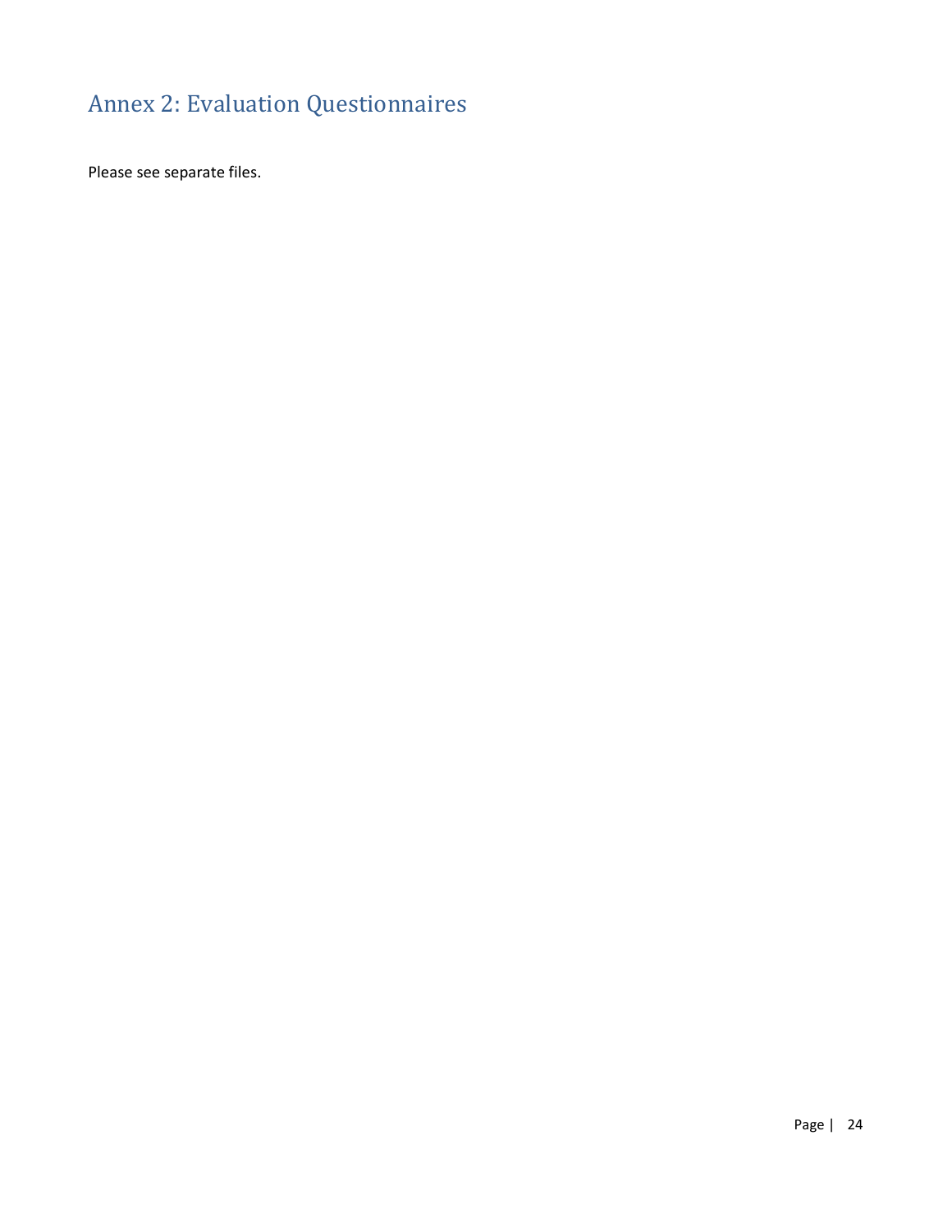# Annex 2: Evaluation Questionnaires

Please see separate files.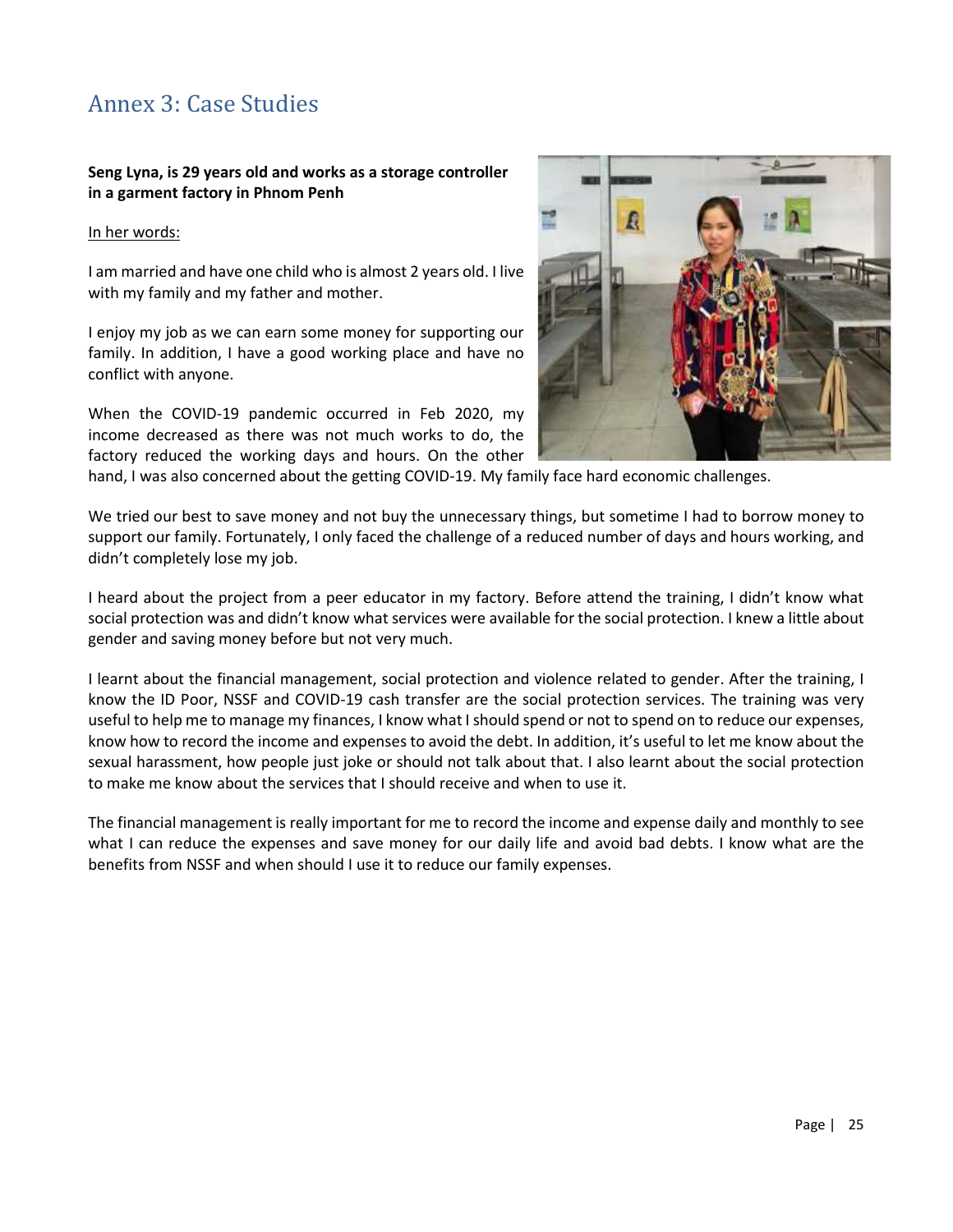## Annex 3: Case Studies

**Seng Lyna, is 29 years old and works as a storage controller in a garment factory in Phnom Penh**

In her words:

I am married and have one child who is almost 2 years old. I live with my family and my father and mother.

I enjoy my job as we can earn some money for supporting our family. In addition, I have a good working place and have no conflict with anyone.

When the COVID-19 pandemic occurred in Feb 2020, my income decreased as there was not much works to do, the factory reduced the working days and hours. On the other hand, I was also concerned about the getting COVID-19. My family face hard economic challenges.

We tried our best to save money and not buy the unnecessary things, but sometime I had to borrow money to support our family. Fortunately, I only faced the challenge of a reduced number of days and hours working, and didn't completely lose my job.

I heard about the project from a peer educator in my factory. Before attend the training, I didn't know what social protection was and didn't know what services were available for the social protection. I knew a little about gender and saving money before but not very much.

I learnt about the financial management, social protection and violence related to gender. After the training, I know the ID Poor, NSSF and COVID-19 cash transfer are the social protection services. The training was very useful to help me to manage my finances, I know what I should spend or not to spend on to reduce our expenses, know how to record the income and expenses to avoid the debt. In addition, it's useful to let me know about the sexual harassment, how people just joke or should not talk about that. I also learnt about the social protection to make me know about the services that I should receive and when to use it.

The financial management is really important for me to record the income and expense daily and monthly to see what I can reduce the expenses and save money for our daily life and avoid bad debts. I know what are the benefits from NSSF and when should I use it to reduce our family expenses.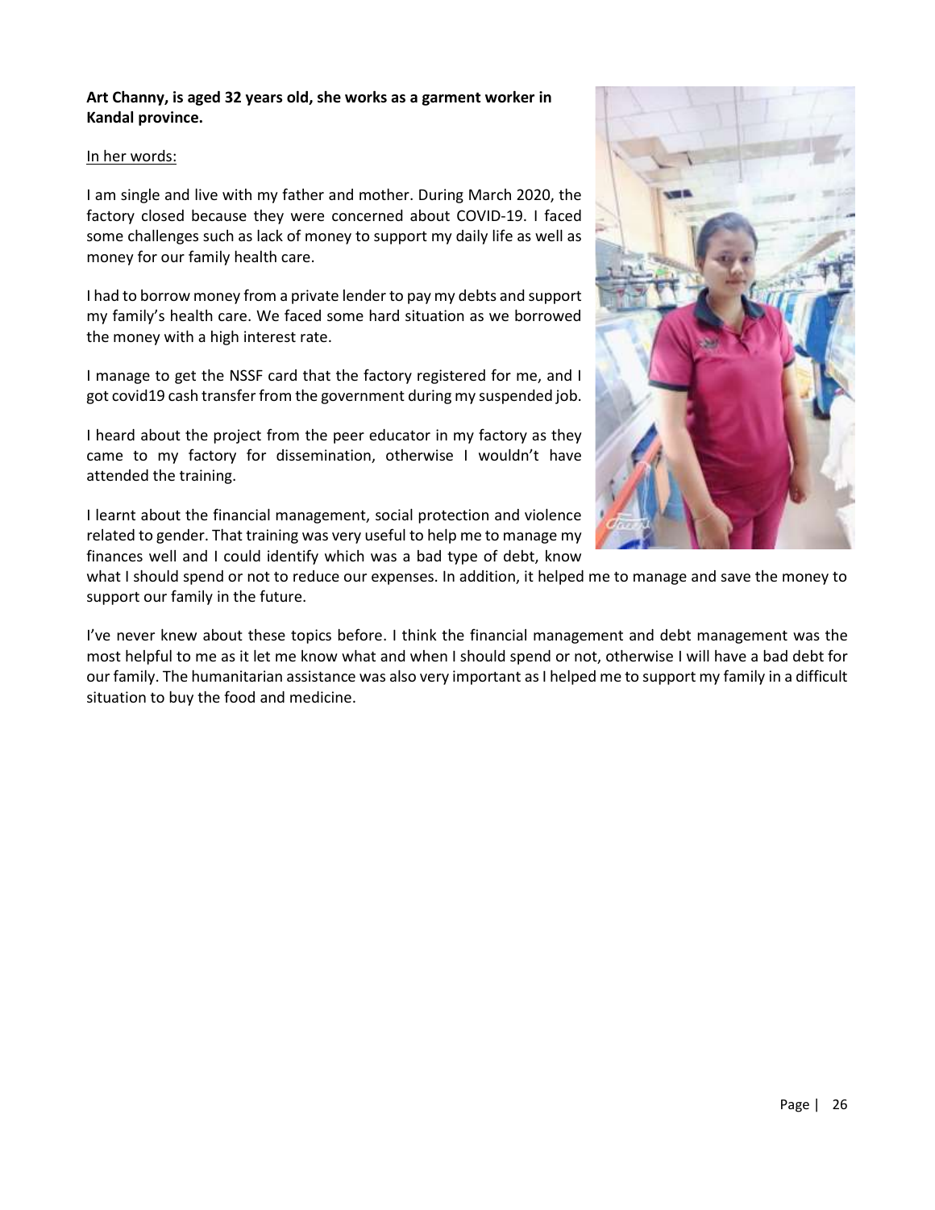**Art Channy, is aged 32 years old, she works as a garment worker in Kandal province.**

In her words:

I am single and live with my father and mother. During March 2020, the factory closed because they were concerned about COVID-19. I faced some challenges such as lack of money to support my daily life as well as money for our family health care.

I had to borrow money from a private lender to pay my debts and support my family's health care. We faced some hard situation as we borrowed the money with a high interest rate.

I manage to get the NSSF card that the factory registered for me, and I got covid19 cash transfer from the government during my suspended job.

I heard about the project from the peer educator in my factory as they came to my factory for dissemination, otherwise I wouldn't have attended the training.

I learnt about the financial management, social protection and violence related to gender. That training was very useful to help me to manage my finances well and I could identify which was a bad type of debt, know what I should spend or not to reduce our expenses. In addition, it helped me to manage and save the money to support our family in the future.

I've never knew about these topics before. I think the financial management and debt management was the most helpful to me as it let me know what and when I should spend or not, otherwise I will have a bad debt for our family. The humanitarian assistance was also very important as I helped me to support my family in a difficult situation to buy the food and medicine.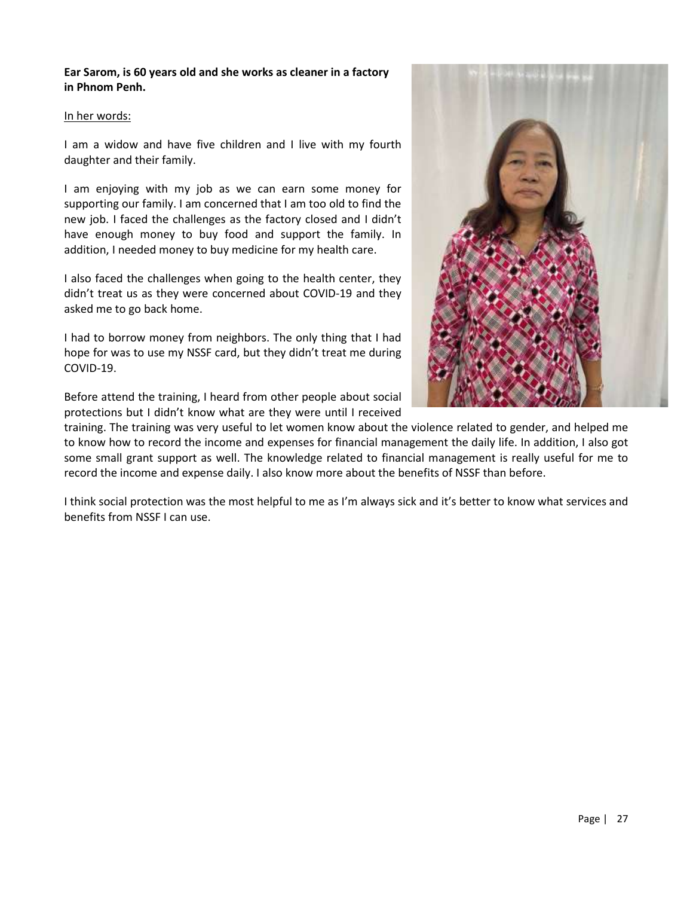**Ear Sarom, is 60 years old and she works as cleaner in a factory in Phnom Penh.**

<u>In her words:</u>

I am a widow and have five children and I live with my fourth daughter and their family.

I am enjoying with my job as we can earn some money for supporting our family. I am concerned that I am too old to find the new job. I faced the challenges as the factory closed and I didn't have enough money to buy food and support the family. In addition, I needed money to buy medicine for my health care.

I also faced the challenges when going to the health center, they didn't treat us as they were concerned about COVID-19 and they asked me to go back home.

I had to borrow money from neighbors. The only thing that I had hope for was to use my NSSF card, but they didn't treat me during COVID-19.

Before attend the training, I heard from other people about social protections but I didn't know what are they were until I received training. The training was very useful to let women know about the violence related to gender, and helped me to know how to record the income and expenses for financial management the daily life. In addition, I also got some small grant support as well. The knowledge related to financial management is really useful for me to record the income and expense daily. I also know more about the benefits of NSSF than before.

I think social protection was the most helpful to me as I'm always sick and it's better to know what services and benefits from NSSF I can use.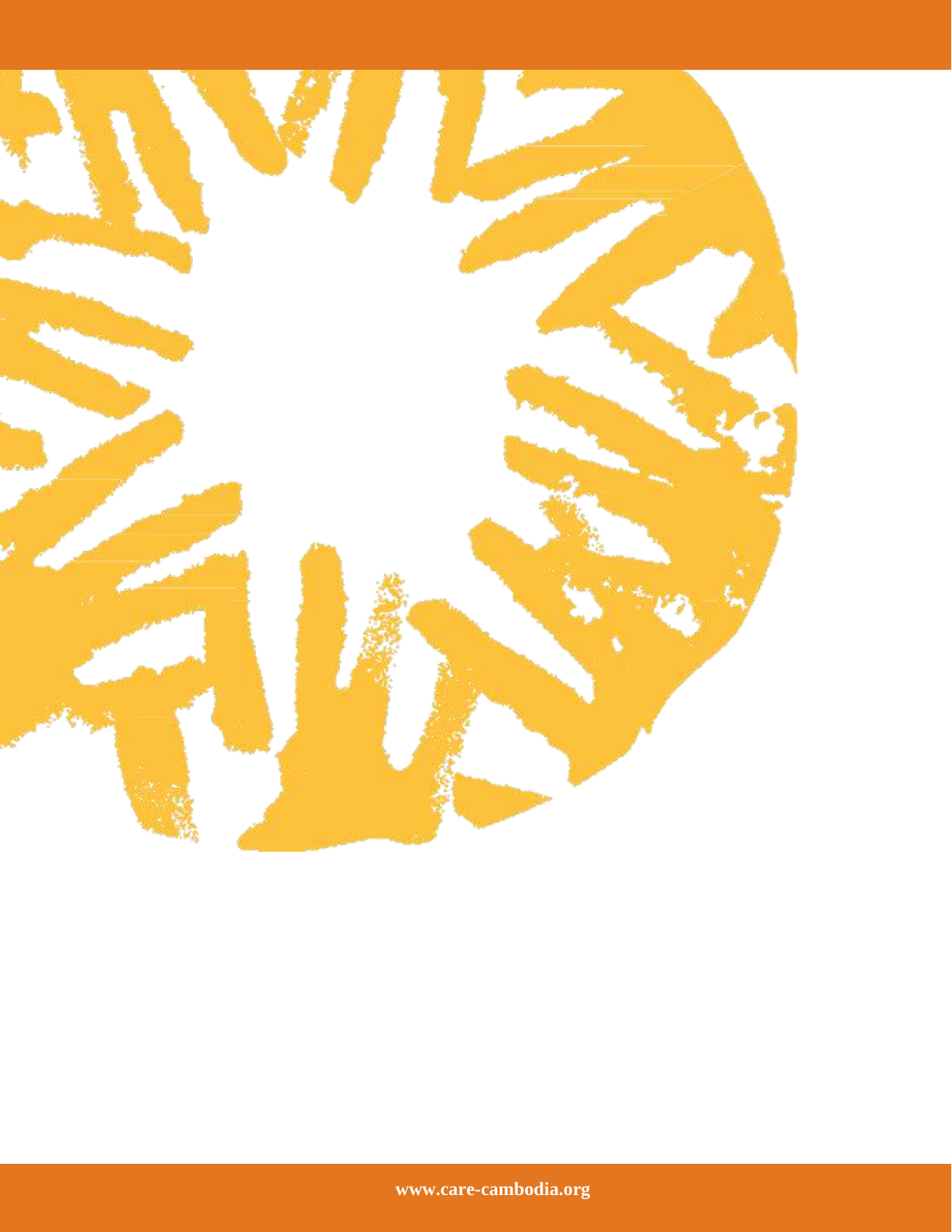www.care-cambodia.org